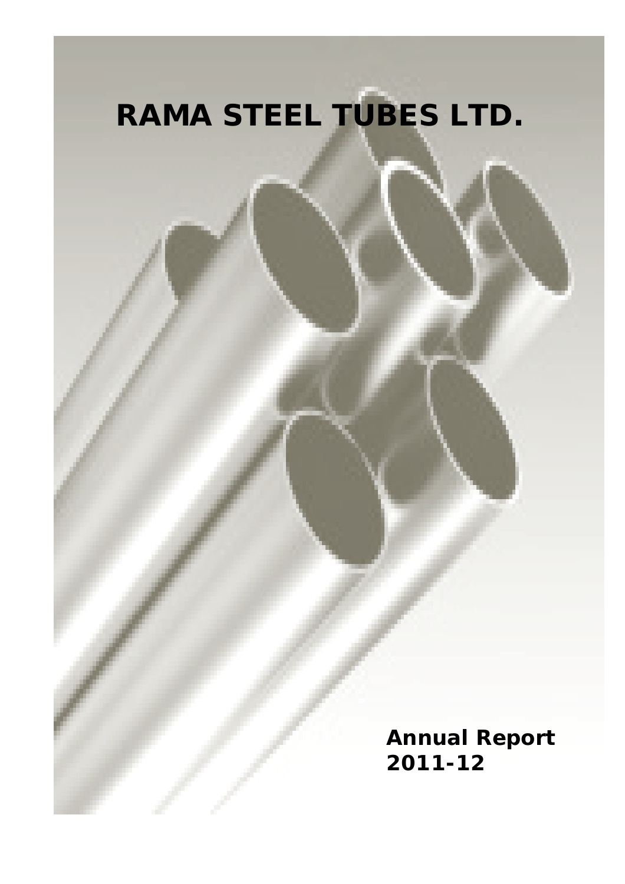# RAMA STEEL TUBES LTD.

**Annual Report 2011-12**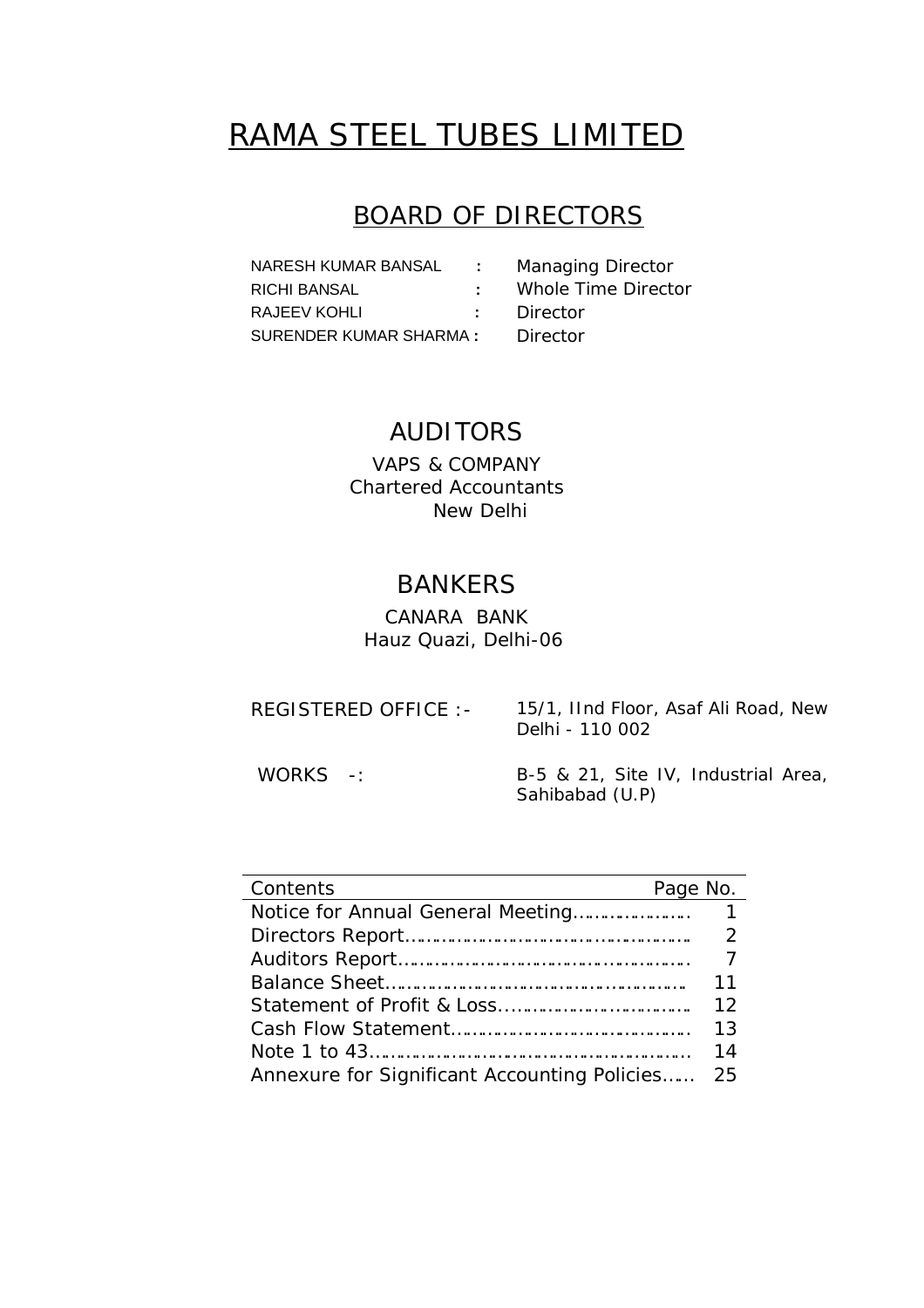# RAMA STEEL TUBES LIMITED

## BOARD OF DIRECTORS

| | | |
|---|---|---|
| NARESH KUMAR BANSAL | : | Managing Director |
| RICHI BANSAL | : | Whole Time Director |
| RAJEEV KOHLI | : | Director |
| SURENDER KUMAR SHARMA | : | Director |

## AUDITORS

VAPS & COMPANY
Chartered Accountants
New Delhi

## BANKERS

CANARA BANK
Hauz Quazi, Delhi-06

REGISTERED OFFICE :- 15/1, IInd Floor, Asaf Ali Road, New Delhi - 110 002

WORKS -: B-5 & 21, Site IV, Industrial Area, Sahibabad (U.P)

| Contents | Page No. |
|---|---|
| Notice for Annual General Meeting………………… | 1 |
| Directors Report…………………………………………… | 2 |
| Auditors Report…………………………………………… | 7 |
| Balance Sheet……………………………………………… | 11 |
| Statement of Profit & Loss…………………………… | 12 |
| Cash Flow Statement…………………………………… | 13 |
| Note 1 to 43………………………………………………… | 14 |
| Annexure for Significant Accounting Policies…… | 25 |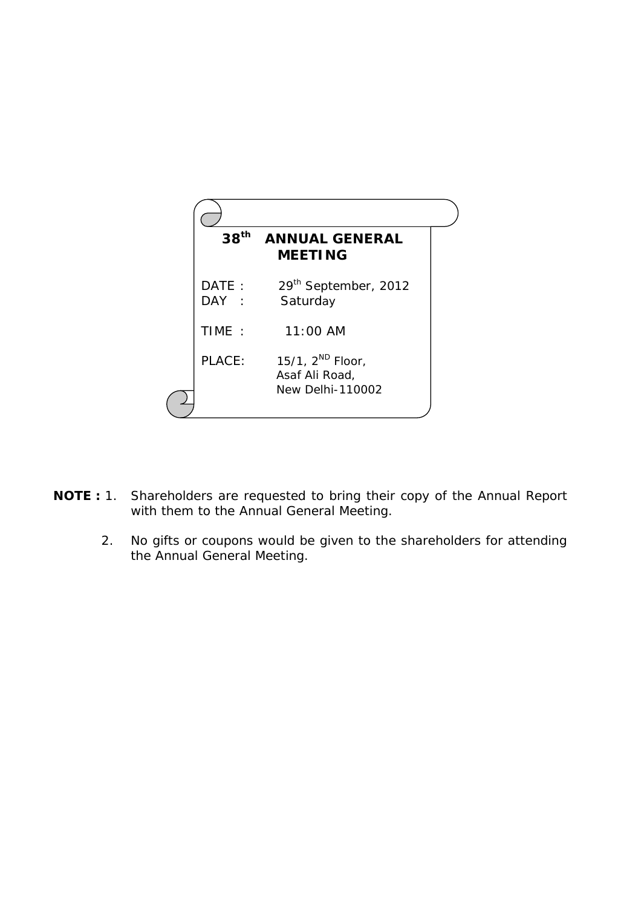## 38th ANNUAL GENERAL MEETING

DATE : 29th September, 2012

DAY : Saturday

TIME : 11:00 AM

PLACE: 15/1, 2ND Floor,
Asaf Ali Road,
New Delhi-110002

**NOTE :** 1. Shareholders are requested to bring their copy of the Annual Report with them to the Annual General Meeting.

2. No gifts or coupons would be given to the shareholders for attending the Annual General Meeting.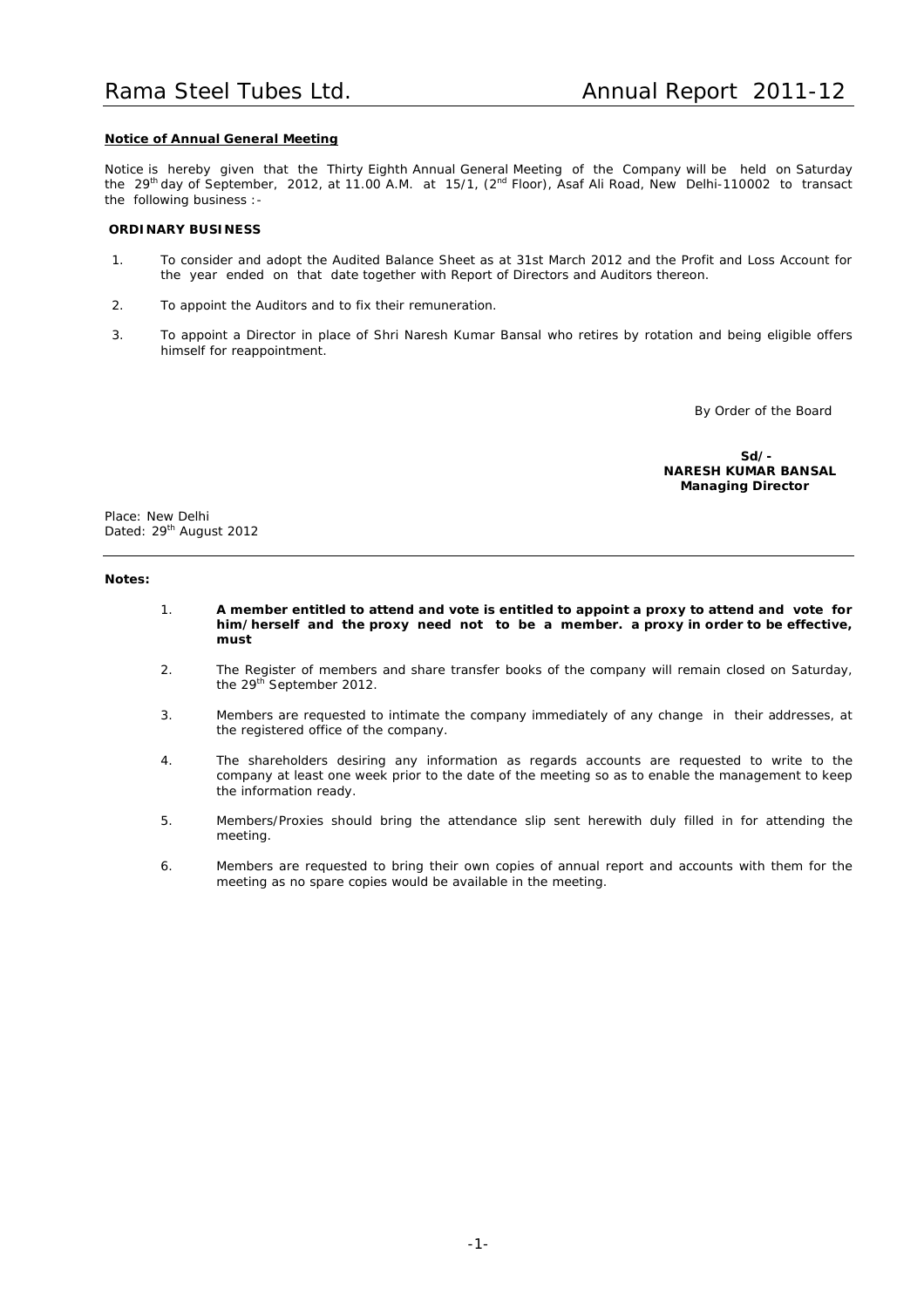## Notice of Annual General Meeting

Notice is hereby given that the Thirty Eighth Annual General Meeting of the Company will be held on Saturday the 29th day of September, 2012, at 11.00 A.M. at 15/1, (2nd Floor), Asaf Ali Road, New Delhi-110002 to transact the following business :-

### ORDINARY BUSINESS

1. To consider and adopt the Audited Balance Sheet as at 31st March 2012 and the Profit and Loss Account for the year ended on that date together with Report of Directors and Auditors thereon.
2. To appoint the Auditors and to fix their remuneration.
3. To appoint a Director in place of Shri Naresh Kumar Bansal who retires by rotation and being eligible offers himself for reappointment.

By Order of the Board

**Sd/-**
**NARESH KUMAR BANSAL**
**Managing Director**

Place: New Delhi
Dated: 29th August 2012

**Notes:**

1. **A member entitled to attend and vote is entitled to appoint a proxy to attend and vote for him/herself and the proxy need not to be a member. a proxy in order to be effective, must**
2. The Register of members and share transfer books of the company will remain closed on Saturday, the 29th September 2012.
3. Members are requested to intimate the company immediately of any change in their addresses, at the registered office of the company.
4. The shareholders desiring any information as regards accounts are requested to write to the company at least one week prior to the date of the meeting so as to enable the management to keep the information ready.
5. Members/Proxies should bring the attendance slip sent herewith duly filled in for attending the meeting.
6. Members are requested to bring their own copies of annual report and accounts with them for the meeting as no spare copies would be available in the meeting.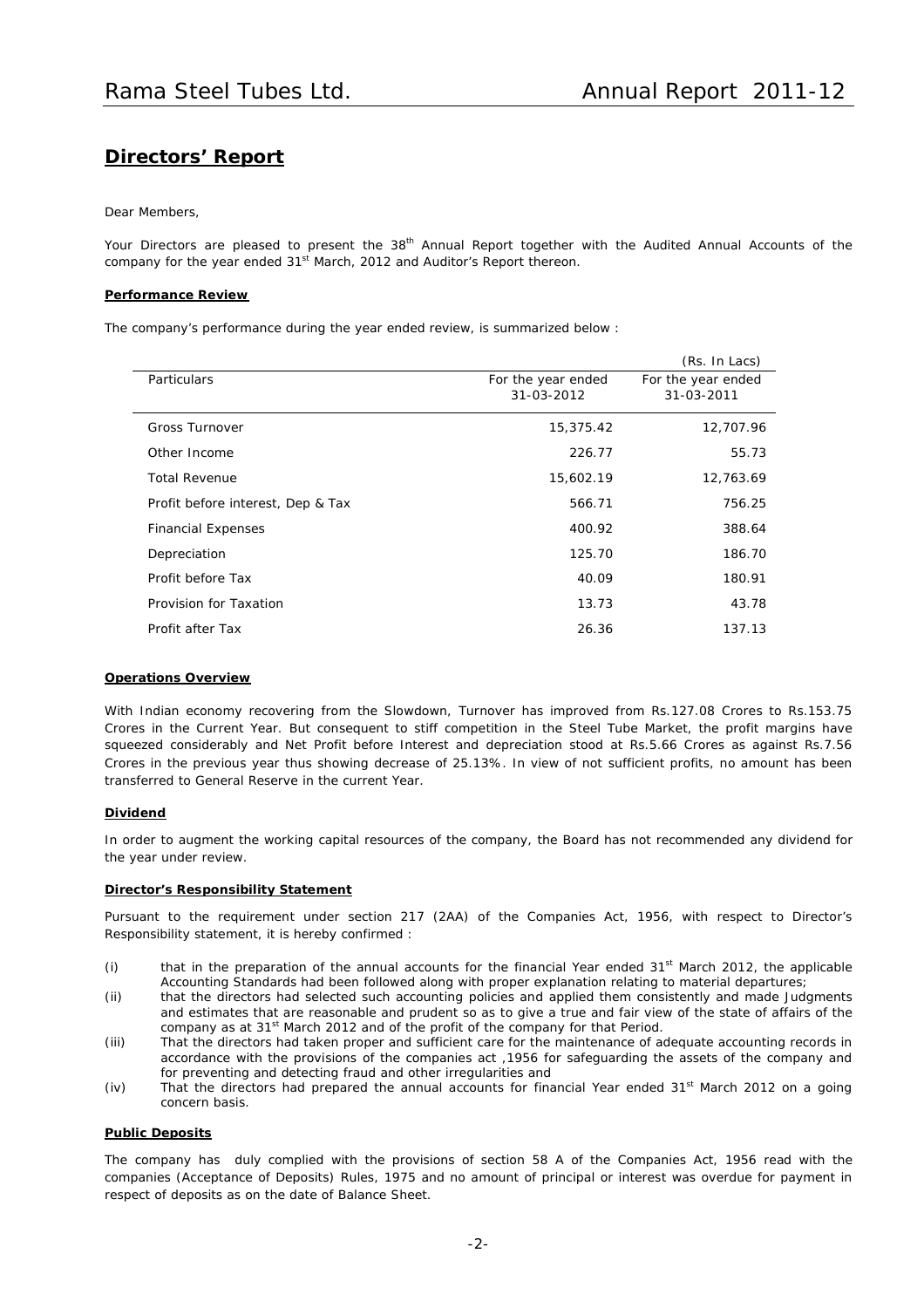## Directors' Report

Dear Members,

Your Directors are pleased to present the 38th Annual Report together with the Audited Annual Accounts of the company for the year ended 31st March, 2012 and Auditor's Report thereon.

### Performance Review

The company's performance during the year ended review, is summarized below :

(Rs. In Lacs)

| Particulars | For the year ended 31-03-2012 | For the year ended 31-03-2011 |
|---|---|---|
| Gross Turnover | 15,375.42 | 12,707.96 |
| Other Income | 226.77 | 55.73 |
| Total Revenue | 15,602.19 | 12,763.69 |
| Profit before interest, Dep & Tax | 566.71 | 756.25 |
| Financial Expenses | 400.92 | 388.64 |
| Depreciation | 125.70 | 186.70 |
| Profit before Tax | 40.09 | 180.91 |
| Provision for Taxation | 13.73 | 43.78 |
| Profit after Tax | 26.36 | 137.13 |

### Operations Overview

With Indian economy recovering from the Slowdown, Turnover has improved from Rs.127.08 Crores to Rs.153.75 Crores in the Current Year. But consequent to stiff competition in the Steel Tube Market, the profit margins have squeezed considerably and Net Profit before Interest and depreciation stood at Rs.5.66 Crores as against Rs.7.56 Crores in the previous year thus showing decrease of 25.13%. In view of not sufficient profits, no amount has been transferred to General Reserve in the current Year.

### Dividend

In order to augment the working capital resources of the company, the Board has not recommended any dividend for the year under review.

### Director's Responsibility Statement

Pursuant to the requirement under section 217 (2AA) of the Companies Act, 1956, with respect to Director's Responsibility statement, it is hereby confirmed :

(i) that in the preparation of the annual accounts for the financial Year ended 31st March 2012, the applicable Accounting Standards had been followed along with proper explanation relating to material departures;

(ii) that the directors had selected such accounting policies and applied them consistently and made Judgments and estimates that are reasonable and prudent so as to give a true and fair view of the state of affairs of the company as at 31st March 2012 and of the profit of the company for that Period.

(iii) That the directors had taken proper and sufficient care for the maintenance of adequate accounting records in accordance with the provisions of the companies act ,1956 for safeguarding the assets of the company and for preventing and detecting fraud and other irregularities and

(iv) That the directors had prepared the annual accounts for financial Year ended 31st March 2012 on a going concern basis.

### Public Deposits

The company has duly complied with the provisions of section 58 A of the Companies Act, 1956 read with the companies (Acceptance of Deposits) Rules, 1975 and no amount of principal or interest was overdue for payment in respect of deposits as on the date of Balance Sheet.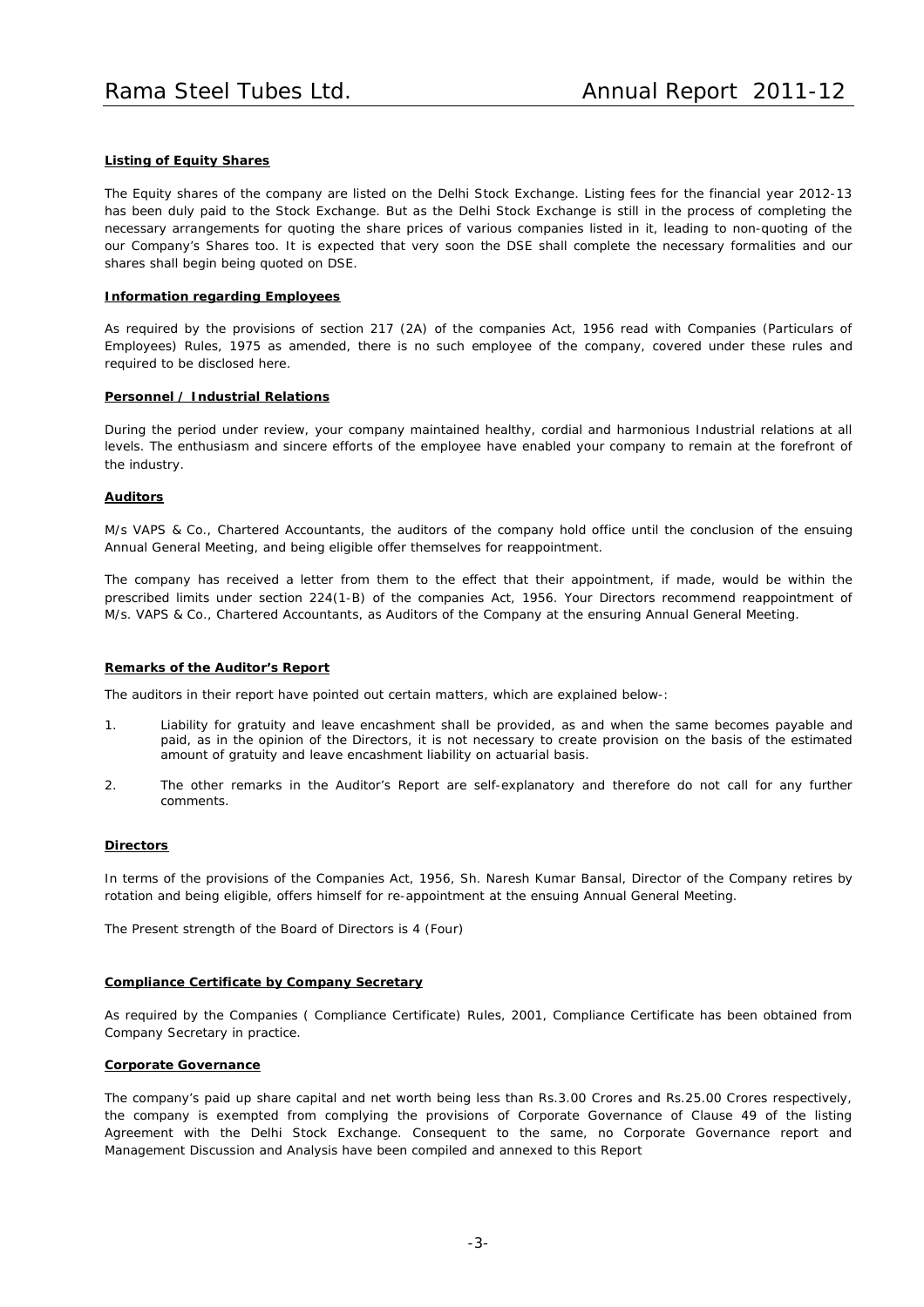### Listing of Equity Shares

The Equity shares of the company are listed on the Delhi Stock Exchange. Listing fees for the financial year 2012-13 has been duly paid to the Stock Exchange. But as the Delhi Stock Exchange is still in the process of completing the necessary arrangements for quoting the share prices of various companies listed in it, leading to non-quoting of the our Company's Shares too. It is expected that very soon the DSE shall complete the necessary formalities and our shares shall begin being quoted on DSE.

### Information regarding Employees

As required by the provisions of section 217 (2A) of the companies Act, 1956 read with Companies (Particulars of Employees) Rules, 1975 as amended, there is no such employee of the company, covered under these rules and required to be disclosed here.

### Personnel / Industrial Relations

During the period under review, your company maintained healthy, cordial and harmonious Industrial relations at all levels. The enthusiasm and sincere efforts of the employee have enabled your company to remain at the forefront of the industry.

### Auditors

M/s VAPS & Co., Chartered Accountants, the auditors of the company hold office until the conclusion of the ensuing Annual General Meeting, and being eligible offer themselves for reappointment.

The company has received a letter from them to the effect that their appointment, if made, would be within the prescribed limits under section 224(1-B) of the companies Act, 1956. Your Directors recommend reappointment of M/s. VAPS & Co., Chartered Accountants, as Auditors of the Company at the ensuring Annual General Meeting.

### Remarks of the Auditor's Report

The auditors in their report have pointed out certain matters, which are explained below-:

1. Liability for gratuity and leave encashment shall be provided, as and when the same becomes payable and paid, as in the opinion of the Directors, it is not necessary to create provision on the basis of the estimated amount of gratuity and leave encashment liability on actuarial basis.
2. The other remarks in the Auditor's Report are self-explanatory and therefore do not call for any further comments.

### Directors

In terms of the provisions of the Companies Act, 1956, Sh. Naresh Kumar Bansal, Director of the Company retires by rotation and being eligible, offers himself for re-appointment at the ensuing Annual General Meeting.

The Present strength of the Board of Directors is 4 (Four)

### Compliance Certificate by Company Secretary

As required by the Companies ( Compliance Certificate) Rules, 2001, Compliance Certificate has been obtained from Company Secretary in practice.

### Corporate Governance

The company's paid up share capital and net worth being less than Rs.3.00 Crores and Rs.25.00 Crores respectively, the company is exempted from complying the provisions of Corporate Governance of Clause 49 of the listing Agreement with the Delhi Stock Exchange. Consequent to the same, no Corporate Governance report and Management Discussion and Analysis have been compiled and annexed to this Report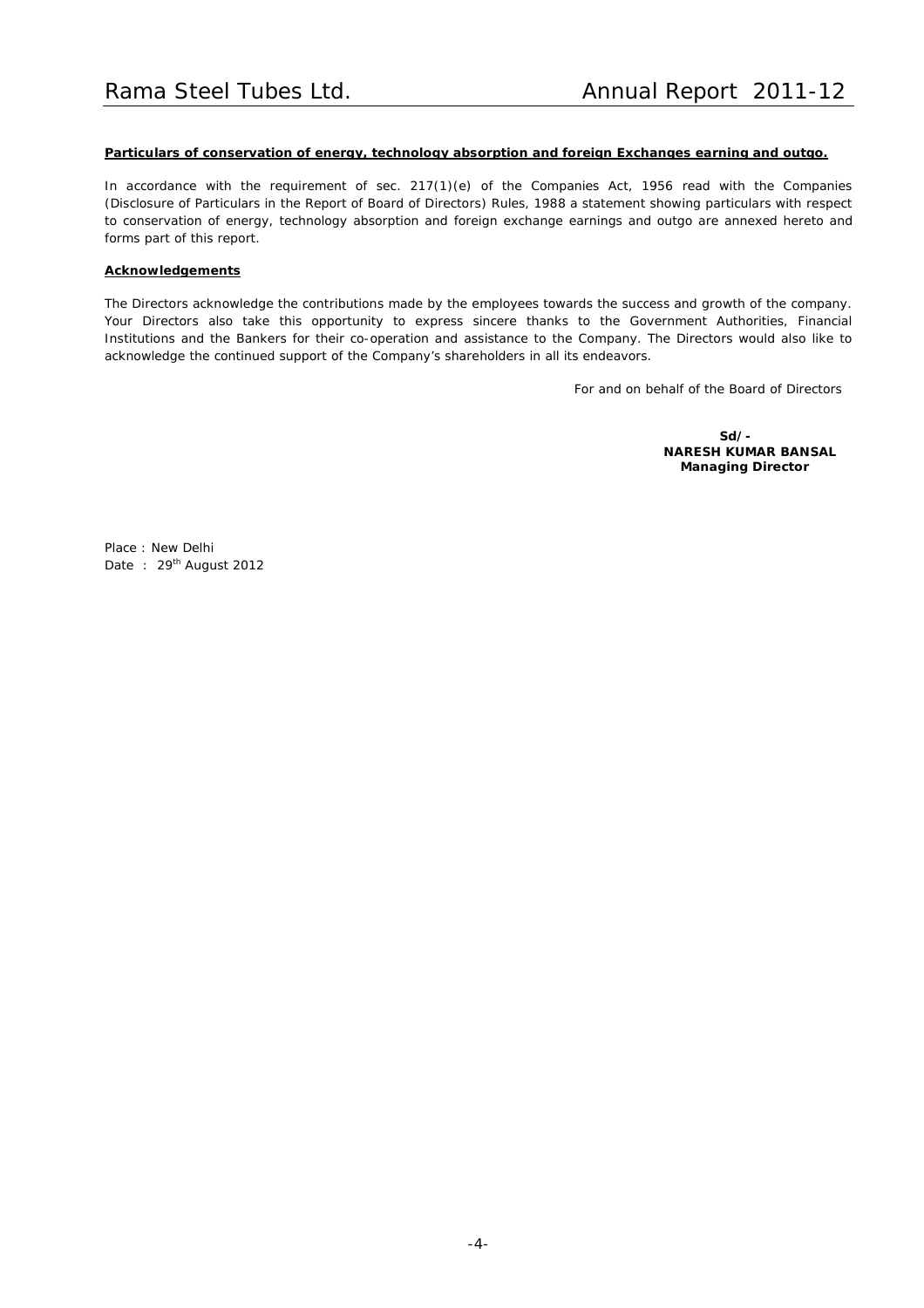**Particulars of conservation of energy, technology absorption and foreign Exchanges earning and outgo.**

In accordance with the requirement of sec. 217(1)(e) of the Companies Act, 1956 read with the Companies (Disclosure of Particulars in the Report of Board of Directors) Rules, 1988 a statement showing particulars with respect to conservation of energy, technology absorption and foreign exchange earnings and outgo are annexed hereto and forms part of this report.

**Acknowledgements**

The Directors acknowledge the contributions made by the employees towards the success and growth of the company. Your Directors also take this opportunity to express sincere thanks to the Government Authorities, Financial Institutions and the Bankers for their co-operation and assistance to the Company. The Directors would also like to acknowledge the continued support of the Company's shareholders in all its endeavors.

For and on behalf of the Board of Directors

**Sd/-**
**NARESH KUMAR BANSAL**
**Managing Director**

Place : New Delhi
Date : 29th August 2012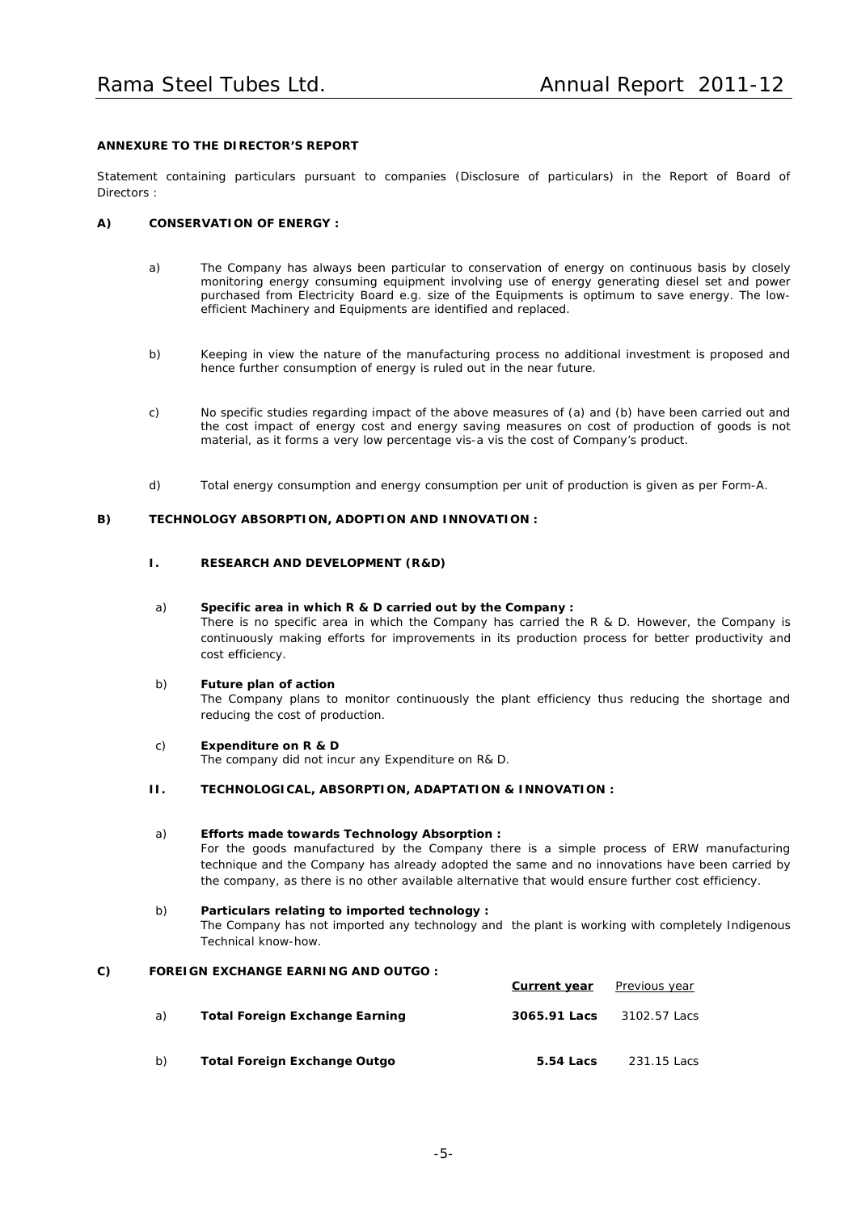**ANNEXURE TO THE DIRECTOR'S REPORT**

Statement containing particulars pursuant to companies (Disclosure of particulars) in the Report of Board of Directors :

**A) CONSERVATION OF ENERGY :**

a) The Company has always been particular to conservation of energy on continuous basis by closely monitoring energy consuming equipment involving use of energy generating diesel set and power purchased from Electricity Board e.g. size of the Equipments is optimum to save energy. The low-efficient Machinery and Equipments are identified and replaced.

b) Keeping in view the nature of the manufacturing process no additional investment is proposed and hence further consumption of energy is ruled out in the near future.

c) No specific studies regarding impact of the above measures of (a) and (b) have been carried out and the cost impact of energy cost and energy saving measures on cost of production of goods is not material, as it forms a very low percentage vis-a vis the cost of Company's product.

d) Total energy consumption and energy consumption per unit of production is given as per Form-A.

**B) TECHNOLOGY ABSORPTION, ADOPTION AND INNOVATION :**

**I. RESEARCH AND DEVELOPMENT (R&D)**

a) **Specific area in which R & D carried out by the Company :**
There is no specific area in which the Company has carried the R & D. However, the Company is continuously making efforts for improvements in its production process for better productivity and cost efficiency.

b) **Future plan of action**
The Company plans to monitor continuously the plant efficiency thus reducing the shortage and reducing the cost of production.

c) **Expenditure on R & D**
The company did not incur any Expenditure on R& D.

**II. TECHNOLOGICAL, ABSORPTION, ADAPTATION & INNOVATION :**

a) **Efforts made towards Technology Absorption :**
For the goods manufactured by the Company there is a simple process of ERW manufacturing technique and the Company has already adopted the same and no innovations have been carried by the company, as there is no other available alternative that would ensure further cost efficiency.

b) **Particulars relating to imported technology :**
The Company has not imported any technology and the plant is working with completely Indigenous Technical know-how.

**C) FOREIGN EXCHANGE EARNING AND OUTGO :**

| | | Current year | Previous year |
|---|---|---|---|
| a) | **Total Foreign Exchange Earning** | **3065.91 Lacs** | 3102.57 Lacs |
| b) | **Total Foreign Exchange Outgo** | **5.54 Lacs** | 231.15 Lacs |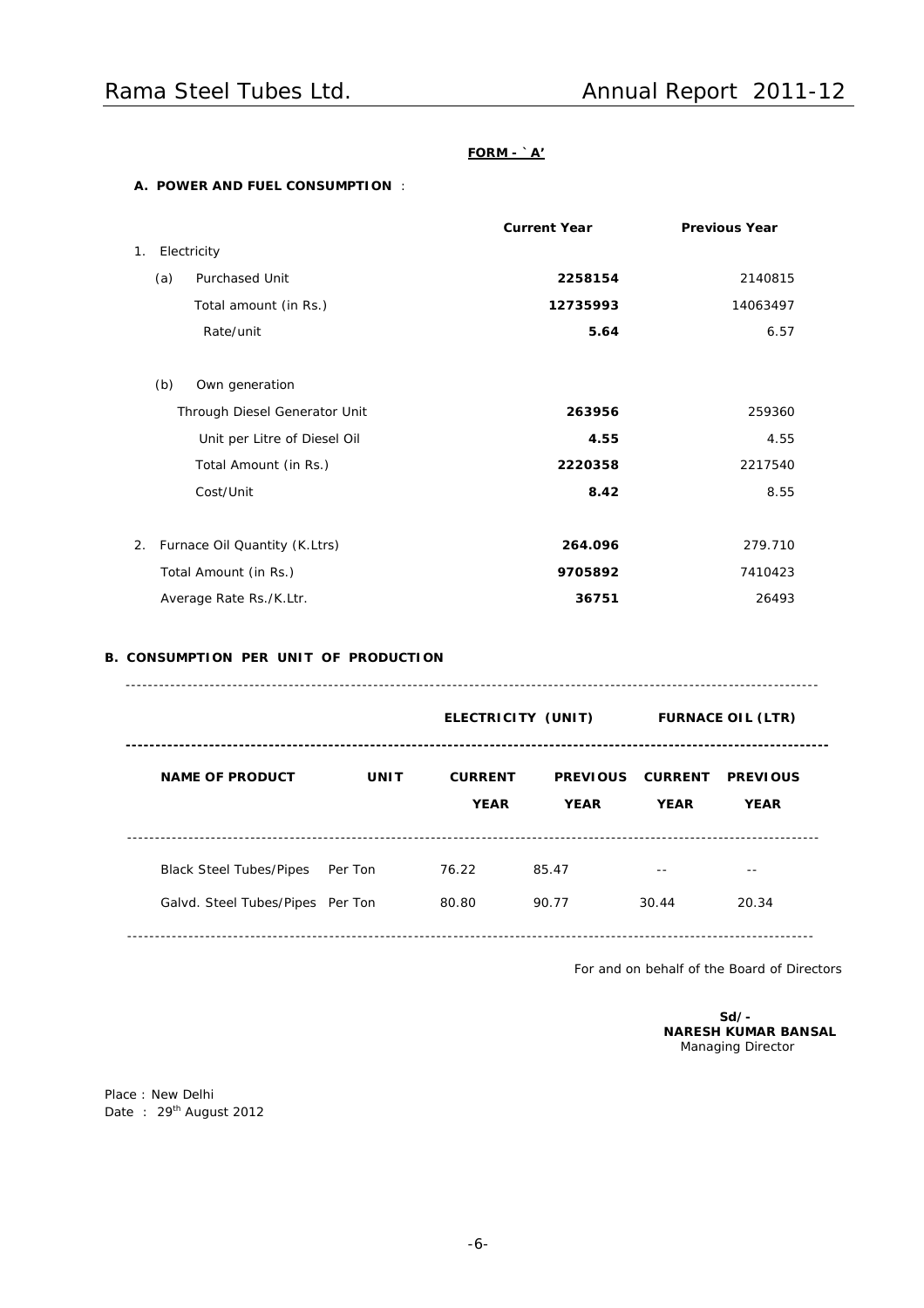**FORM - `A'**

**A. POWER AND FUEL CONSUMPTION** :

| | Current Year | Previous Year |
|---|---|---|
| 1. Electricity | | |
| (a) Purchased Unit | **2258154** | 2140815 |
| Total amount (in Rs.) | **12735993** | 14063497 |
| Rate/unit | **5.64** | 6.57 |
| (b) Own generation | | |
| Through Diesel Generator Unit | **263956** | 259360 |
| Unit per Litre of Diesel Oil | **4.55** | 4.55 |
| Total Amount (in Rs.) | **2220358** | 2217540 |
| Cost/Unit | **8.42** | 8.55 |
| 2. Furnace Oil Quantity (K.Ltrs) | **264.096** | 279.710 |
| Total Amount (in Rs.) | **9705892** | 7410423 |
| Average Rate Rs./K.Ltr. | **36751** | 26493 |

**B. CONSUMPTION PER UNIT OF PRODUCTION**

| | | ELECTRICITY (UNIT) | | FURNACE OIL (LTR) | |
|---|---|---|---|---|---|
| **NAME OF PRODUCT** | **UNIT** | **CURRENT YEAR** | **PREVIOUS YEAR** | **CURRENT YEAR** | **PREVIOUS YEAR** |
| Black Steel Tubes/Pipes | Per Ton | 76.22 | 85.47 | -- | -- |
| Galvd. Steel Tubes/Pipes | Per Ton | 80.80 | 90.77 | 30.44 | 20.34 |

For and on behalf of the Board of Directors

**Sd/-**
**NARESH KUMAR BANSAL**
Managing Director

Place : New Delhi
Date : 29th August 2012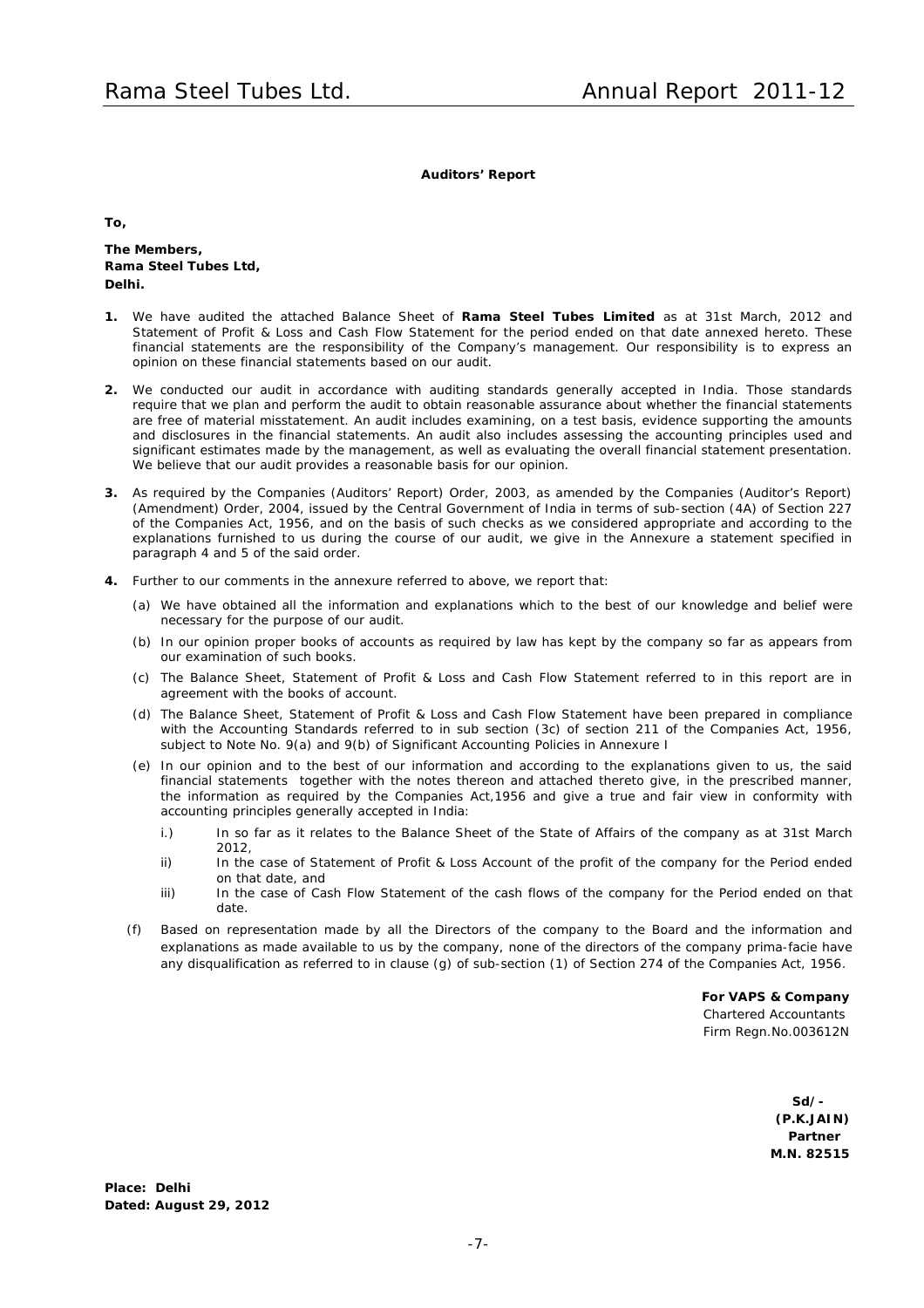## Auditors' Report

**To,**

**The Members,**
**Rama Steel Tubes Ltd,**
**Delhi.**

1. We have audited the attached Balance Sheet of **Rama Steel Tubes Limited** as at 31st March, 2012 and Statement of Profit & Loss and Cash Flow Statement for the period ended on that date annexed hereto. These financial statements are the responsibility of the Company's management. Our responsibility is to express an opinion on these financial statements based on our audit.

2. We conducted our audit in accordance with auditing standards generally accepted in India. Those standards require that we plan and perform the audit to obtain reasonable assurance about whether the financial statements are free of material misstatement. An audit includes examining, on a test basis, evidence supporting the amounts and disclosures in the financial statements. An audit also includes assessing the accounting principles used and significant estimates made by the management, as well as evaluating the overall financial statement presentation. We believe that our audit provides a reasonable basis for our opinion.

3. As required by the Companies (Auditors' Report) Order, 2003, as amended by the Companies (Auditor's Report) (Amendment) Order, 2004, issued by the Central Government of India in terms of sub-section (4A) of Section 227 of the Companies Act, 1956, and on the basis of such checks as we considered appropriate and according to the explanations furnished to us during the course of our audit, we give in the Annexure a statement specified in paragraph 4 and 5 of the said order.

4. Further to our comments in the annexure referred to above, we report that:

   (a) We have obtained all the information and explanations which to the best of our knowledge and belief were necessary for the purpose of our audit.

   (b) In our opinion proper books of accounts as required by law has kept by the company so far as appears from our examination of such books.

   (c) The Balance Sheet, Statement of Profit & Loss and Cash Flow Statement referred to in this report are in agreement with the books of account.

   (d) The Balance Sheet, Statement of Profit & Loss and Cash Flow Statement have been prepared in compliance with the Accounting Standards referred to in sub section (3c) of section 211 of the Companies Act, 1956, subject to Note No. 9(a) and 9(b) of Significant Accounting Policies in Annexure I

   (e) In our opinion and to the best of our information and according to the explanations given to us, the said financial statements together with the notes thereon and attached thereto give, in the prescribed manner, the information as required by the Companies Act,1956 and give a true and fair view in conformity with accounting principles generally accepted in India:

      i.) In so far as it relates to the Balance Sheet of the State of Affairs of the company as at 31st March 2012,

      ii) In the case of Statement of Profit & Loss Account of the profit of the company for the Period ended on that date, and

      iii) In the case of Cash Flow Statement of the cash flows of the company for the Period ended on that date.

   (f) Based on representation made by all the Directors of the company to the Board and the information and explanations as made available to us by the company, none of the directors of the company prima-facie have any disqualification as referred to in clause (g) of sub-section (1) of Section 274 of the Companies Act, 1956.

**For VAPS & Company**
Chartered Accountants
Firm Regn.No.003612N

**Sd/-**
**(P.K.JAIN)**
**Partner**
**M.N. 82515**

**Place: Delhi**
**Dated: August 29, 2012**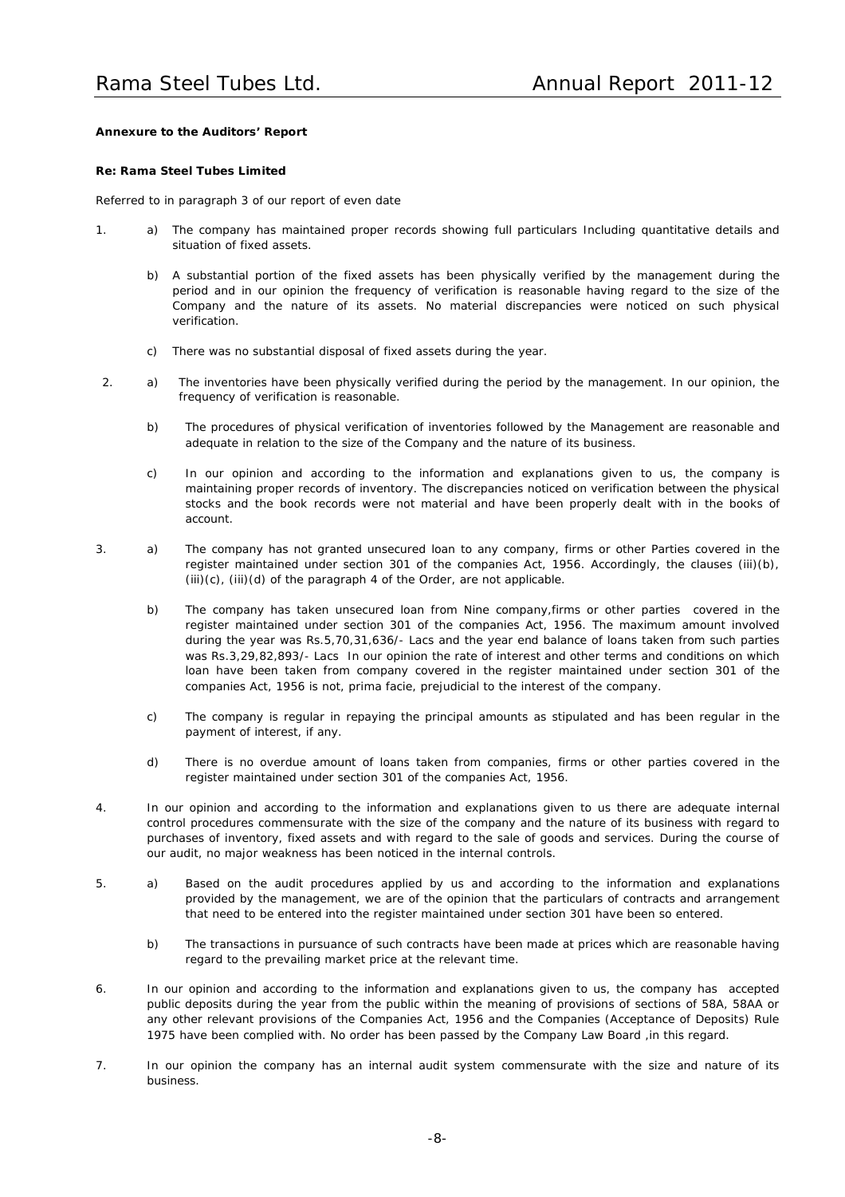**Annexure to the Auditors' Report**

**Re: Rama Steel Tubes Limited**

Referred to in paragraph 3 of our report of even date

1. a) The company has maintained proper records showing full particulars Including quantitative details and situation of fixed assets.

   b) A substantial portion of the fixed assets has been physically verified by the management during the period and in our opinion the frequency of verification is reasonable having regard to the size of the Company and the nature of its assets. No material discrepancies were noticed on such physical verification.

   c) There was no substantial disposal of fixed assets during the year.

2. a) The inventories have been physically verified during the period by the management. In our opinion, the frequency of verification is reasonable.

   b) The procedures of physical verification of inventories followed by the Management are reasonable and adequate in relation to the size of the Company and the nature of its business.

   c) In our opinion and according to the information and explanations given to us, the company is maintaining proper records of inventory. The discrepancies noticed on verification between the physical stocks and the book records were not material and have been properly dealt with in the books of account.

3. a) The company has not granted unsecured loan to any company, firms or other Parties covered in the register maintained under section 301 of the companies Act, 1956. Accordingly, the clauses (iii)(b), (iii)(c), (iii)(d) of the paragraph 4 of the Order, are not applicable.

   b) The company has taken unsecured loan from Nine company,firms or other parties covered in the register maintained under section 301 of the companies Act, 1956. The maximum amount involved during the year was Rs.5,70,31,636/- Lacs and the year end balance of loans taken from such parties was Rs.3,29,82,893/- Lacs In our opinion the rate of interest and other terms and conditions on which loan have been taken from company covered in the register maintained under section 301 of the companies Act, 1956 is not, prima facie, prejudicial to the interest of the company.

   c) The company is regular in repaying the principal amounts as stipulated and has been regular in the payment of interest, if any.

   d) There is no overdue amount of loans taken from companies, firms or other parties covered in the register maintained under section 301 of the companies Act, 1956.

4. In our opinion and according to the information and explanations given to us there are adequate internal control procedures commensurate with the size of the company and the nature of its business with regard to purchases of inventory, fixed assets and with regard to the sale of goods and services. During the course of our audit, no major weakness has been noticed in the internal controls.

5. a) Based on the audit procedures applied by us and according to the information and explanations provided by the management, we are of the opinion that the particulars of contracts and arrangement that need to be entered into the register maintained under section 301 have been so entered.

   b) The transactions in pursuance of such contracts have been made at prices which are reasonable having regard to the prevailing market price at the relevant time.

6. In our opinion and according to the information and explanations given to us, the company has accepted public deposits during the year from the public within the meaning of provisions of sections of 58A, 58AA or any other relevant provisions of the Companies Act, 1956 and the Companies (Acceptance of Deposits) Rule 1975 have been complied with. No order has been passed by the Company Law Board ,in this regard.

7. In our opinion the company has an internal audit system commensurate with the size and nature of its business.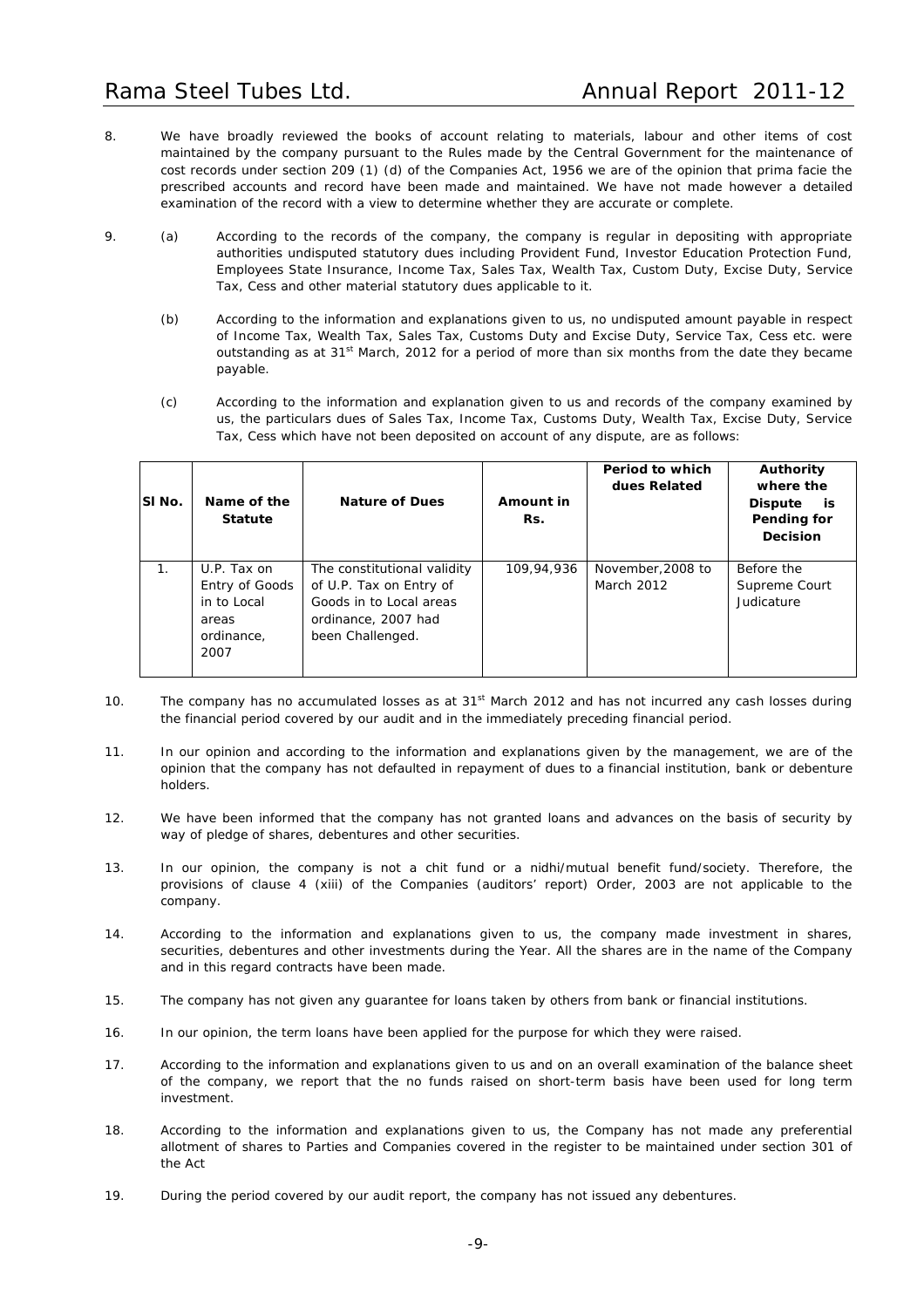8. We have broadly reviewed the books of account relating to materials, labour and other items of cost maintained by the company pursuant to the Rules made by the Central Government for the maintenance of cost records under section 209 (1) (d) of the Companies Act, 1956 we are of the opinion that prima facie the prescribed accounts and record have been made and maintained. We have not made however a detailed examination of the record with a view to determine whether they are accurate or complete.

9. (a) According to the records of the company, the company is regular in depositing with appropriate authorities undisputed statutory dues including Provident Fund, Investor Education Protection Fund, Employees State Insurance, Income Tax, Sales Tax, Wealth Tax, Custom Duty, Excise Duty, Service Tax, Cess and other material statutory dues applicable to it.

   (b) According to the information and explanations given to us, no undisputed amount payable in respect of Income Tax, Wealth Tax, Sales Tax, Customs Duty and Excise Duty, Service Tax, Cess etc. were outstanding as at 31st March, 2012 for a period of more than six months from the date they became payable.

   (c) According to the information and explanation given to us and records of the company examined by us, the particulars dues of Sales Tax, Income Tax, Customs Duty, Wealth Tax, Excise Duty, Service Tax, Cess which have not been deposited on account of any dispute, are as follows:

| Sl No. | Name of the Statute | Nature of Dues | Amount in Rs. | Period to which dues Related | Authority where the Dispute is Pending for Decision |
|---|---|---|---|---|---|
| 1. | U.P. Tax on Entry of Goods in to Local areas ordinance, 2007 | The constitutional validity of U.P. Tax on Entry of Goods in to Local areas ordinance, 2007 had been Challenged. | 109,94,936 | November,2008 to March 2012 | Before the Supreme Court Judicature |

10. The company has no accumulated losses as at 31st March 2012 and has not incurred any cash losses during the financial period covered by our audit and in the immediately preceding financial period.

11. In our opinion and according to the information and explanations given by the management, we are of the opinion that the company has not defaulted in repayment of dues to a financial institution, bank or debenture holders.

12. We have been informed that the company has not granted loans and advances on the basis of security by way of pledge of shares, debentures and other securities.

13. In our opinion, the company is not a chit fund or a nidhi/mutual benefit fund/society. Therefore, the provisions of clause 4 (xiii) of the Companies (auditors' report) Order, 2003 are not applicable to the company.

14. According to the information and explanations given to us, the company made investment in shares, securities, debentures and other investments during the Year. All the shares are in the name of the Company and in this regard contracts have been made.

15. The company has not given any guarantee for loans taken by others from bank or financial institutions.

16. In our opinion, the term loans have been applied for the purpose for which they were raised.

17. According to the information and explanations given to us and on an overall examination of the balance sheet of the company, we report that the no funds raised on short-term basis have been used for long term investment.

18. According to the information and explanations given to us, the Company has not made any preferential allotment of shares to Parties and Companies covered in the register to be maintained under section 301 of the Act

19. During the period covered by our audit report, the company has not issued any debentures.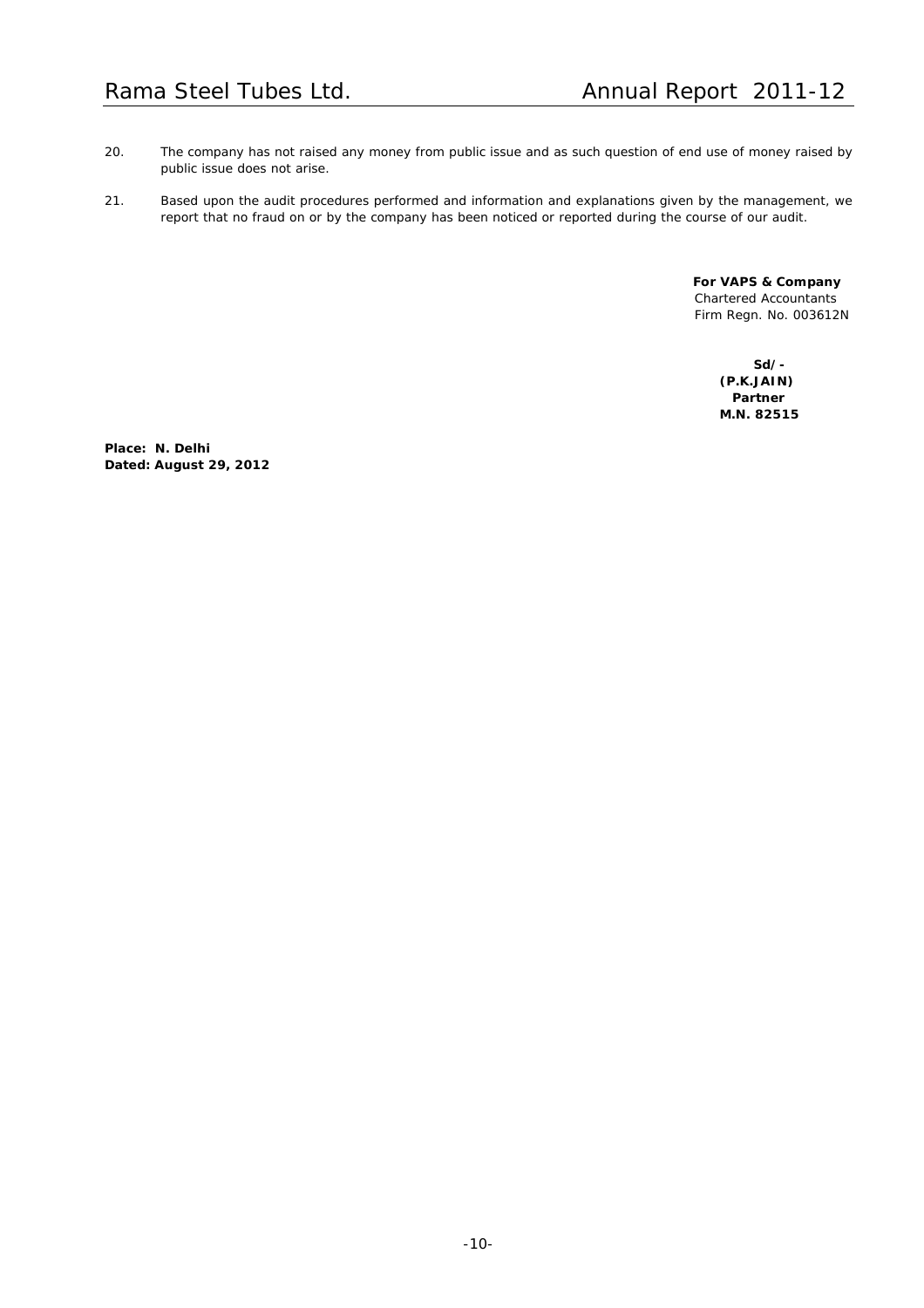20. The company has not raised any money from public issue and as such question of end use of money raised by public issue does not arise.

21. Based upon the audit procedures performed and information and explanations given by the management, we report that no fraud on or by the company has been noticed or reported during the course of our audit.

**For VAPS & Company**
Chartered Accountants
Firm Regn. No. 003612N

**Sd/-**
**(P.K.JAIN)**
**Partner**
**M.N. 82515**

**Place: N. Delhi**
**Dated: August 29, 2012**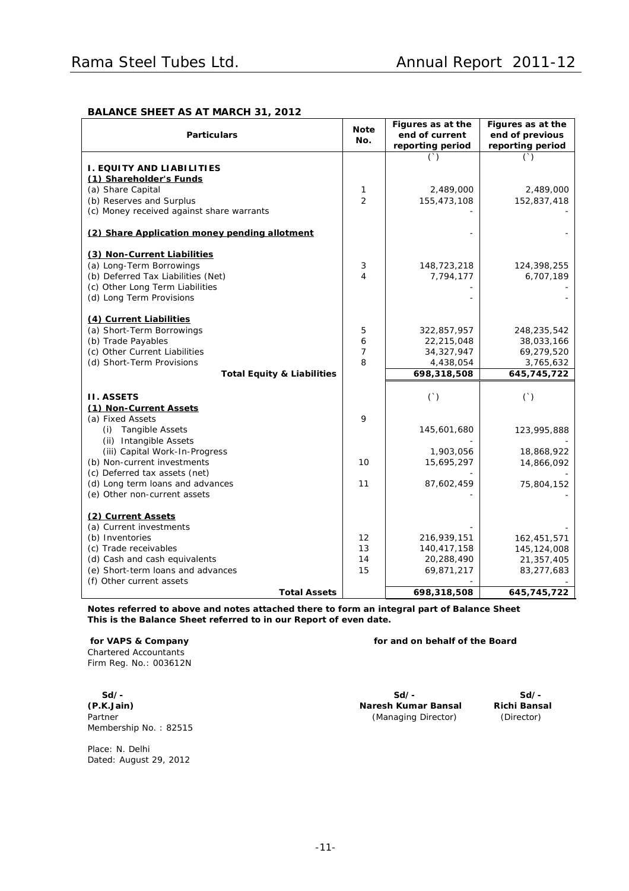## BALANCE SHEET AS AT MARCH 31, 2012

| Particulars | Note No. | Figures as at the end of current reporting period | Figures as at the end of previous reporting period |
|---|---|---|---|
| | | (`) | (`) |
| **I. EQUITY AND LIABILITIES** | | | |
| **(1) Shareholder's Funds** | | | |
| (a) Share Capital | 1 | 2,489,000 | 2,489,000 |
| (b) Reserves and Surplus | 2 | 155,473,108 | 152,837,418 |
| (c) Money received against share warrants | | - | - |
| **(2) Share Application money pending allotment** | | - | - |
| **(3) Non-Current Liabilities** | | | |
| (a) Long-Term Borrowings | 3 | 148,723,218 | 124,398,255 |
| (b) Deferred Tax Liabilities (Net) | 4 | 7,794,177 | 6,707,189 |
| (c) Other Long Term Liabilities | | - | - |
| (d) Long Term Provisions | | - | - |
| **(4) Current Liabilities** | | | |
| (a) Short-Term Borrowings | 5 | 322,857,957 | 248,235,542 |
| (b) Trade Payables | 6 | 22,215,048 | 38,033,166 |
| (c) Other Current Liabilities | 7 | 34,327,947 | 69,279,520 |
| (d) Short-Term Provisions | 8 | 4,438,054 | 3,765,632 |
| **Total Equity & Liabilities** | | **698,318,508** | **645,745,722** |
| **II. ASSETS** | | (`) | (`) |
| **(1) Non-Current Assets** | | | |
| (a) Fixed Assets | 9 | | |
| (i) Tangible Assets | | 145,601,680 | 123,995,888 |
| (ii) Intangible Assets | | - | - |
| (iii) Capital Work-In-Progress | | 1,903,056 | 18,868,922 |
| (b) Non-current investments | 10 | 15,695,297 | 14,866,092 |
| (c) Deferred tax assets (net) | | - | - |
| (d) Long term loans and advances | 11 | 87,602,459 | 75,804,152 |
| (e) Other non-current assets | | - | - |
| **(2) Current Assets** | | | |
| (a) Current investments | | - | - |
| (b) Inventories | 12 | 216,939,151 | 162,451,571 |
| (c) Trade receivables | 13 | 140,417,158 | 145,124,008 |
| (d) Cash and cash equivalents | 14 | 20,288,490 | 21,357,405 |
| (e) Short-term loans and advances | 15 | 69,871,217 | 83,277,683 |
| (f) Other current assets | | - | - |
| **Total Assets** | | **698,318,508** | **645,745,722** |

**Notes referred to above and notes attached there to form an integral part of Balance Sheet**
**This is the Balance Sheet referred to in our Report of even date.**

**for VAPS & Company**
Chartered Accountants
Firm Reg. No.: 003612N

**Sd/-**
**(P.K.Jain)**
Partner
Membership No. : 82515

Place: N. Delhi
Dated: August 29, 2012

**for and on behalf of the Board**

**Sd/-**
**Naresh Kumar Bansal**
(Managing Director)

**Sd/-**
**Richi Bansal**
(Director)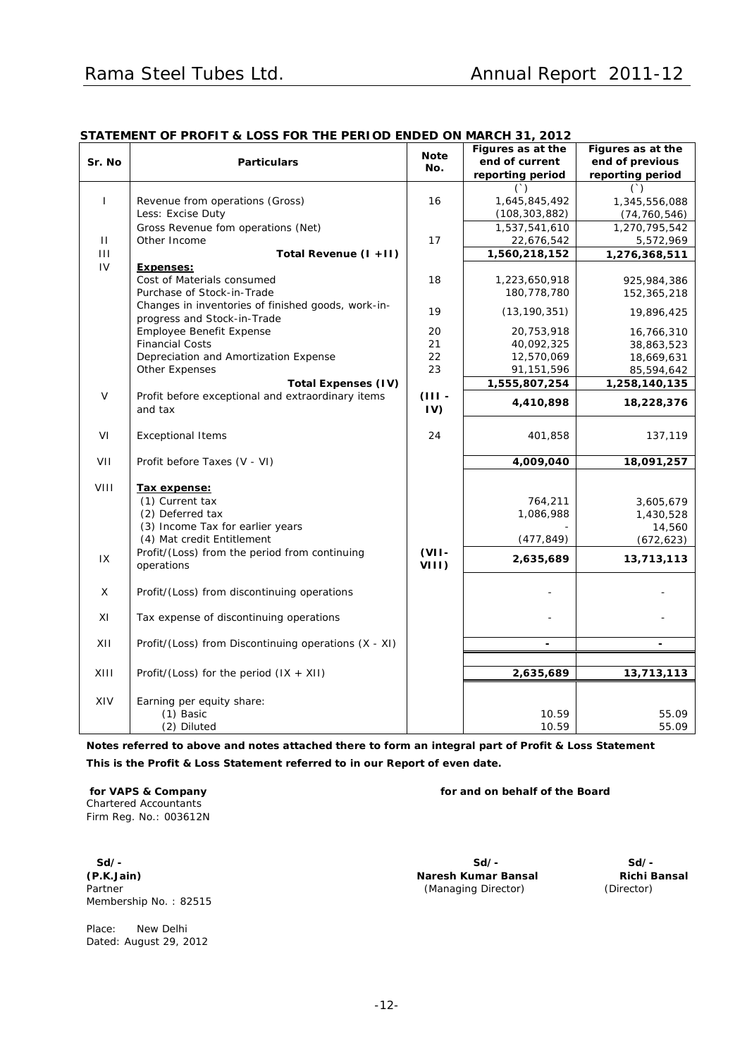## STATEMENT OF PROFIT & LOSS FOR THE PERIOD ENDED ON MARCH 31, 2012

| Sr. No | Particulars | Note No. | Figures as at the end of current reporting period | Figures as at the end of previous reporting period |
|---|---|---|---|---|
| | | | (`) | (`) |
| I | Revenue from operations (Gross) | 16 | 1,645,845,492 | 1,345,556,088 |
| | Less: Excise Duty | | (108,303,882) | (74,760,546) |
| | Gross Revenue fom operations (Net) | | 1,537,541,610 | 1,270,795,542 |
| II | Other Income | 17 | 22,676,542 | 5,572,969 |
| III | **Total Revenue (I +II)** | | **1,560,218,152** | **1,276,368,511** |
| IV | **Expenses:** | | | |
| | Cost of Materials consumed | 18 | 1,223,650,918 | 925,984,386 |
| | Purchase of Stock-in-Trade | | 180,778,780 | 152,365,218 |
| | Changes in inventories of finished goods, work-in-progress and Stock-in-Trade | 19 | (13,190,351) | 19,896,425 |
| | Employee Benefit Expense | 20 | 20,753,918 | 16,766,310 |
| | Financial Costs | 21 | 40,092,325 | 38,863,523 |
| | Depreciation and Amortization Expense | 22 | 12,570,069 | 18,669,631 |
| | Other Expenses | 23 | 91,151,596 | 85,594,642 |
| | **Total Expenses (IV)** | | **1,555,807,254** | **1,258,140,135** |
| V | Profit before exceptional and extraordinary items and tax | (III - IV) | **4,410,898** | **18,228,376** |
| VI | Exceptional Items | 24 | 401,858 | 137,119 |
| VII | Profit before Taxes (V - VI) | | **4,009,040** | **18,091,257** |
| VIII | **Tax expense:** | | | |
| | (1) Current tax | | 764,211 | 3,605,679 |
| | (2) Deferred tax | | 1,086,988 | 1,430,528 |
| | (3) Income Tax for earlier years | | - | 14,560 |
| | (4) Mat credit Entitlement | | (477,849) | (672,623) |
| IX | Profit/(Loss) from the period from continuing operations | (VII-VIII) | **2,635,689** | **13,713,113** |
| X | Profit/(Loss) from discontinuing operations | | - | - |
| XI | Tax expense of discontinuing operations | | - | - |
| XII | Profit/(Loss) from Discontinuing operations (X - XI) | | **-** | **-** |
| XIII | Profit/(Loss) for the period (IX + XII) | | **2,635,689** | **13,713,113** |
| XIV | Earning per equity share: | | | |
| | (1) Basic | | 10.59 | 55.09 |
| | (2) Diluted | | 10.59 | 55.09 |

**Notes referred to above and notes attached there to form an integral part of Profit & Loss Statement**

**This is the Profit & Loss Statement referred to in our Report of even date.**

**for VAPS & Company**
Chartered Accountants
Firm Reg. No.: 003612N

**Sd/-**
**(P.K.Jain)**
Partner
Membership No. : 82515

Place: New Delhi
Dated: August 29, 2012

**for and on behalf of the Board**

**Sd/-**
**Naresh Kumar Bansal**
(Managing Director)

**Sd/-**
**Richi Bansal**
(Director)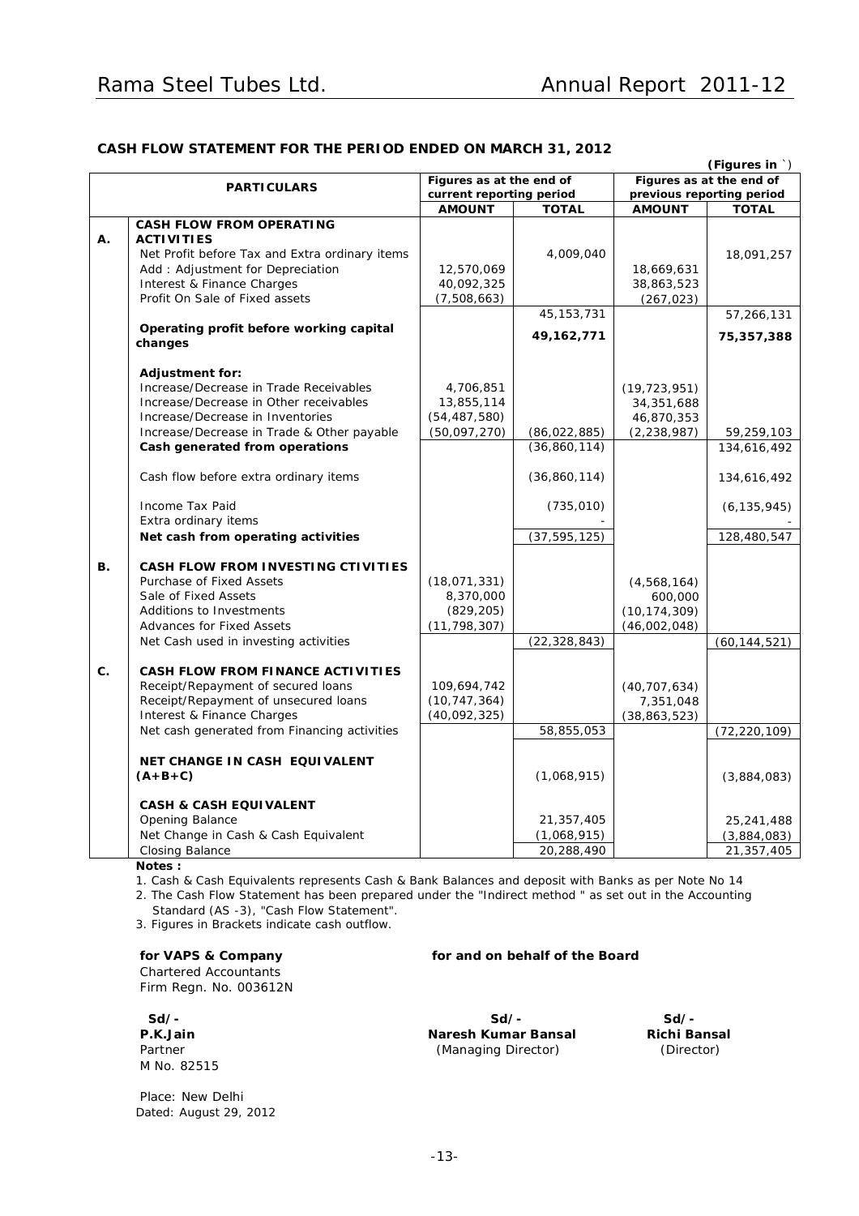## CASH FLOW STATEMENT FOR THE PERIOD ENDED ON MARCH 31, 2012

**(Figures in `)**

| | PARTICULARS | Figures as at the end of current reporting period | | Figures as at the end of previous reporting period | |
|---|---|---|---|---|---|
| | | **AMOUNT** | **TOTAL** | **AMOUNT** | **TOTAL** |
| **A.** | **CASH FLOW FROM OPERATING ACTIVITIES** | | | | |
| | Net Profit before Tax and Extra ordinary items | | 4,009,040 | | 18,091,257 |
| | Add : Adjustment for Depreciation | 12,570,069 | | 18,669,631 | |
| | Interest & Finance Charges | 40,092,325 | | 38,863,523 | |
| | Profit On Sale of Fixed assets | (7,508,663) | | (267,023) | |
| | | | 45,153,731 | | 57,266,131 |
| | **Operating profit before working capital changes** | | **49,162,771** | | **75,357,388** |
| | **Adjustment for:** | | | | |
| | Increase/Decrease in Trade Receivables | 4,706,851 | | (19,723,951) | |
| | Increase/Decrease in Other receivables | 13,855,114 | | 34,351,688 | |
| | Increase/Decrease in Inventories | (54,487,580) | | 46,870,353 | |
| | Increase/Decrease in Trade & Other payable | (50,097,270) | (86,022,885) | (2,238,987) | 59,259,103 |
| | **Cash generated from operations** | | (36,860,114) | | 134,616,492 |
| | Cash flow before extra ordinary items | | (36,860,114) | | 134,616,492 |
| | Income Tax Paid | | (735,010) | | (6,135,945) |
| | Extra ordinary items | | - | | - |
| | **Net cash from operating activities** | | (37,595,125) | | 128,480,547 |
| **B.** | **CASH FLOW FROM INVESTING CTIVITIES** | | | | |
| | Purchase of Fixed Assets | (18,071,331) | | (4,568,164) | |
| | Sale of Fixed Assets | 8,370,000 | | 600,000 | |
| | Additions to Investments | (829,205) | | (10,174,309) | |
| | Advances for Fixed Assets | (11,798,307) | | (46,002,048) | |
| | Net Cash used in investing activities | | (22,328,843) | | (60,144,521) |
| **C.** | **CASH FLOW FROM FINANCE ACTIVITIES** | | | | |
| | Receipt/Repayment of secured loans | 109,694,742 | | (40,707,634) | |
| | Receipt/Repayment of unsecured loans | (10,747,364) | | 7,351,048 | |
| | Interest & Finance Charges | (40,092,325) | | (38,863,523) | |
| | Net cash generated from Financing activities | | 58,855,053 | | (72,220,109) |
| | **NET CHANGE IN CASH EQUIVALENT (A+B+C)** | | (1,068,915) | | (3,884,083) |
| | **CASH & CASH EQUIVALENT** | | | | |
| | Opening Balance | | 21,357,405 | | 25,241,488 |
| | Net Change in Cash & Cash Equivalent | | (1,068,915) | | (3,884,083) |
| | Closing Balance | | 20,288,490 | | 21,357,405 |

**Notes :**

1. Cash & Cash Equivalents represents Cash & Bank Balances and deposit with Banks as per Note No 14
2. The Cash Flow Statement has been prepared under the "Indirect method " as set out in the Accounting Standard (AS -3), "Cash Flow Statement".
3. Figures in Brackets indicate cash outflow.

**for VAPS & Company**
Chartered Accountants
Firm Regn. No. 003612N

**for and on behalf of the Board**

Sd/-
**P.K.Jain**
Partner
M No. 82515

Sd/-
**Naresh Kumar Bansal**
(Managing Director)

Sd/-
**Richi Bansal**
(Director)

Place: New Delhi
Dated: August 29, 2012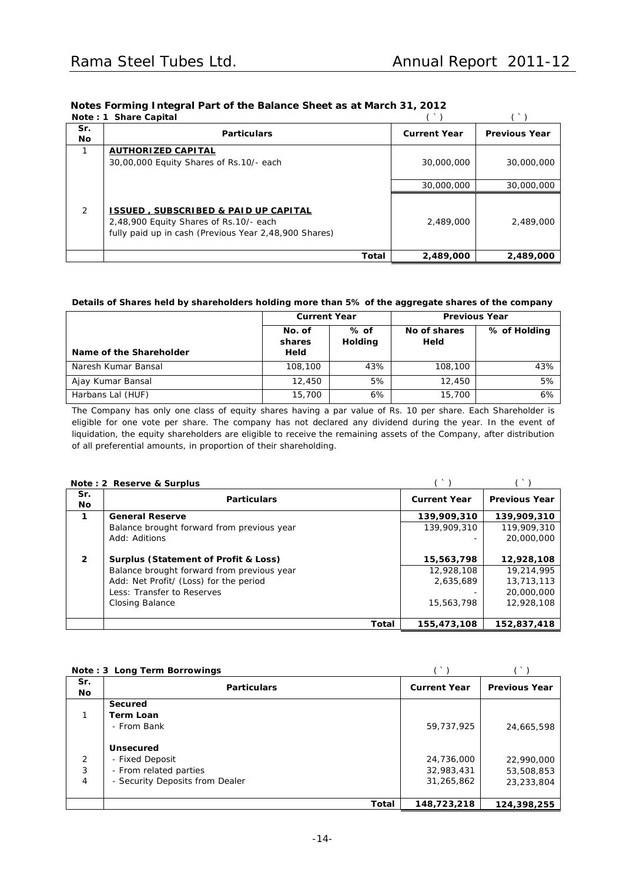## Notes Forming Integral Part of the Balance Sheet as at March 31, 2012

**Note : 1 Share Capital**

| Sr. No | Particulars | Current Year (`) | Previous Year (`) |
|---|---|---|---|
| 1 | **AUTHORIZED CAPITAL** | | |
| | 30,00,000 Equity Shares of Rs.10/- each | 30,000,000 | 30,000,000 |
| | | 30,000,000 | 30,000,000 |
| 2 | **ISSUED , SUBSCRIBED & PAID UP CAPITAL** | | |
| | 2,48,900 Equity Shares of Rs.10/- each fully paid up in cash (Previous Year 2,48,900 Shares) | 2,489,000 | 2,489,000 |
| | **Total** | **2,489,000** | **2,489,000** |

**Details of Shares held by shareholders holding more than 5% of the aggregate shares of the company**

| Name of the Shareholder | Current Year | | Previous Year | |
|---|---|---|---|---|
| | No. of shares Held | % of Holding | No of shares Held | % of Holding |
| Naresh Kumar Bansal | 108,100 | 43% | 108,100 | 43% |
| Ajay Kumar Bansal | 12,450 | 5% | 12,450 | 5% |
| Harbans Lal (HUF) | 15,700 | 6% | 15,700 | 6% |

The Company has only one class of equity shares having a par value of Rs. 10 per share. Each Shareholder is eligible for one vote per share. The company has not declared any dividend during the year. In the event of liquidation, the equity shareholders are eligible to receive the remaining assets of the Company, after distribution of all preferential amounts, in proportion of their shareholding.

**Note : 2 Reserve & Surplus**

| Sr. No | Particulars | Current Year (`) | Previous Year (`) |
|---|---|---|---|
| **1** | **General Reserve** | **139,909,310** | **139,909,310** |
| | Balance brought forward from previous year | 139,909,310 | 119,909,310 |
| | Add: Aditions | - | 20,000,000 |
| **2** | **Surplus (Statement of Profit & Loss)** | **15,563,798** | **12,928,108** |
| | Balance brought forward from previous year | 12,928,108 | 19,214,995 |
| | Add: Net Profit/ (Loss) for the period | 2,635,689 | 13,713,113 |
| | Less: Transfer to Reserves | - | 20,000,000 |
| | Closing Balance | 15,563,798 | 12,928,108 |
| | **Total** | **155,473,108** | **152,837,418** |

**Note : 3 Long Term Borrowings**

| Sr. No | Particulars | Current Year (`) | Previous Year (`) |
|---|---|---|---|
| | **Secured** | | |
| 1 | **Term Loan** | | |
| | - From Bank | 59,737,925 | 24,665,598 |
| | **Unsecured** | | |
| 2 | - Fixed Deposit | 24,736,000 | 22,990,000 |
| 3 | - From related parties | 32,983,431 | 53,508,853 |
| 4 | - Security Deposits from Dealer | 31,265,862 | 23,233,804 |
| | **Total** | **148,723,218** | **124,398,255** |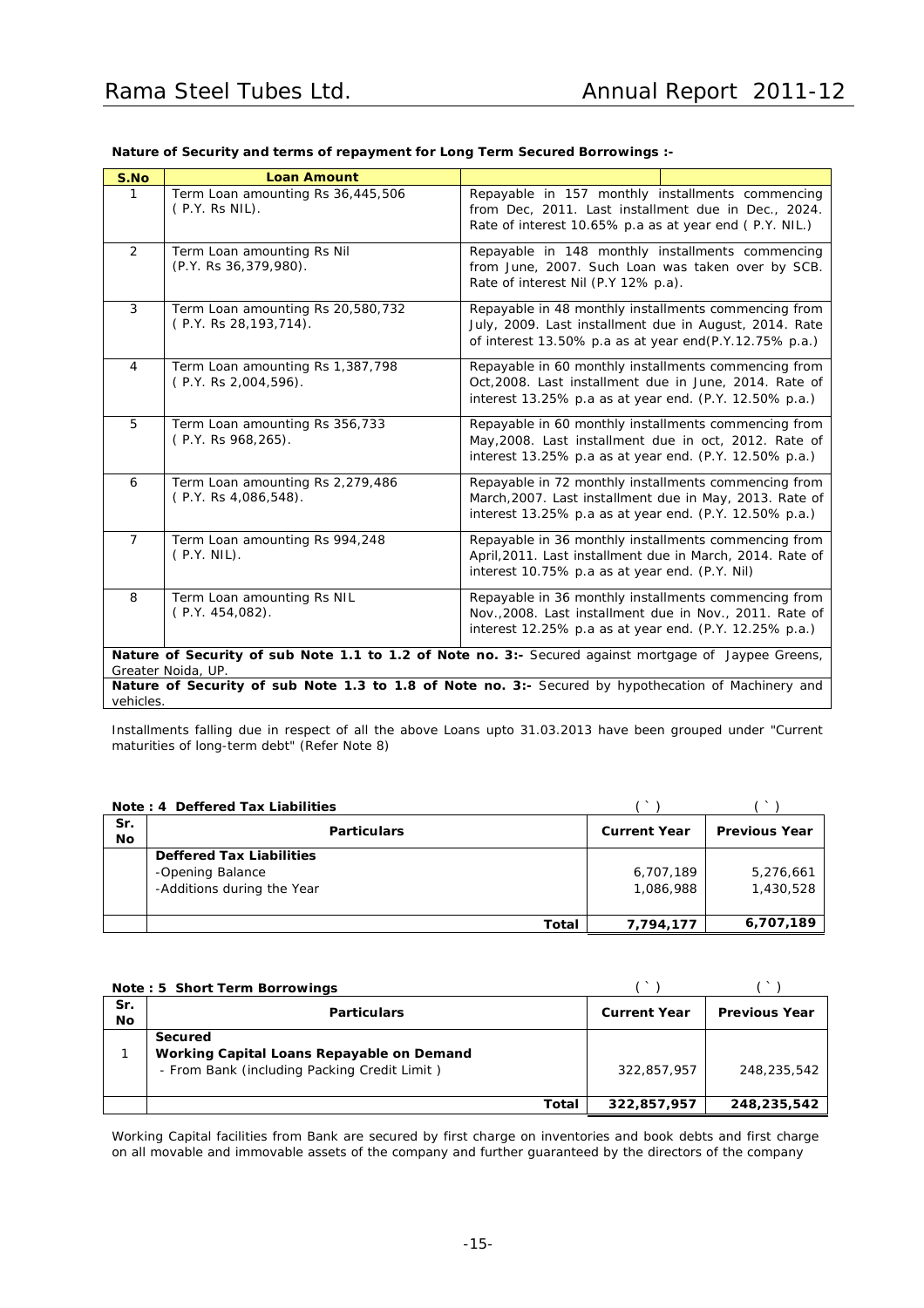**Nature of Security and terms of repayment for Long Term Secured Borrowings :-**

| S.No | Loan Amount | |
|---|---|---|
| 1 | Term Loan amounting Rs 36,445,506 ( P.Y. Rs NIL). | Repayable in 157 monthly installments commencing from Dec, 2011. Last installment due in Dec., 2024. Rate of interest 10.65% p.a as at year end ( P.Y. NIL.) |
| 2 | Term Loan amounting Rs Nil (P.Y. Rs 36,379,980). | Repayable in 148 monthly installments commencing from June, 2007. Such Loan was taken over by SCB. Rate of interest Nil (P.Y 12% p.a). |
| 3 | Term Loan amounting Rs 20,580,732 ( P.Y. Rs 28,193,714). | Repayable in 48 monthly installments commencing from July, 2009. Last installment due in August, 2014. Rate of interest 13.50% p.a as at year end(P.Y.12.75% p.a.) |
| 4 | Term Loan amounting Rs 1,387,798 ( P.Y. Rs 2,004,596). | Repayable in 60 monthly installments commencing from Oct,2008. Last installment due in June, 2014. Rate of interest 13.25% p.a as at year end. (P.Y. 12.50% p.a.) |
| 5 | Term Loan amounting Rs 356,733 ( P.Y. Rs 968,265). | Repayable in 60 monthly installments commencing from May,2008. Last installment due in oct, 2012. Rate of interest 13.25% p.a as at year end. (P.Y. 12.50% p.a.) |
| 6 | Term Loan amounting Rs 2,279,486 ( P.Y. Rs 4,086,548). | Repayable in 72 monthly installments commencing from March,2007. Last installment due in May, 2013. Rate of interest 13.25% p.a as at year end. (P.Y. 12.50% p.a.) |
| 7 | Term Loan amounting Rs 994,248 ( P.Y. NIL). | Repayable in 36 monthly installments commencing from April,2011. Last installment due in March, 2014. Rate of interest 10.75% p.a as at year end. (P.Y. Nil) |
| 8 | Term Loan amounting Rs NIL ( P.Y. 454,082). | Repayable in 36 monthly installments commencing from Nov.,2008. Last installment due in Nov., 2011. Rate of interest 12.25% p.a as at year end. (P.Y. 12.25% p.a.) |

**Nature of Security of sub Note 1.1 to 1.2 of Note no. 3:-** Secured against mortgage of Jaypee Greens, Greater Noida, UP.

**Nature of Security of sub Note 1.3 to 1.8 of Note no. 3:-** Secured by hypothecation of Machinery and vehicles.

Installments falling due in respect of all the above Loans upto 31.03.2013 have been grouped under "Current maturities of long-term debt" (Refer Note 8)

**Note : 4 Deffered Tax Liabilities**

| Sr. No | Particulars | Current Year (`) | Previous Year (`) |
|---|---|---|---|
| | **Deffered Tax Liabilities** | | |
| | -Opening Balance | 6,707,189 | 5,276,661 |
| | -Additions during the Year | 1,086,988 | 1,430,528 |
| | **Total** | **7,794,177** | **6,707,189** |

**Note : 5 Short Term Borrowings**

| Sr. No | Particulars | Current Year (`) | Previous Year (`) |
|---|---|---|---|
| 1 | **Secured** **Working Capital Loans Repayable on Demand** - From Bank (including Packing Credit Limit ) | 322,857,957 | 248,235,542 |
| | **Total** | **322,857,957** | **248,235,542** |

Working Capital facilities from Bank are secured by first charge on inventories and book debts and first charge on all movable and immovable assets of the company and further guaranteed by the directors of the company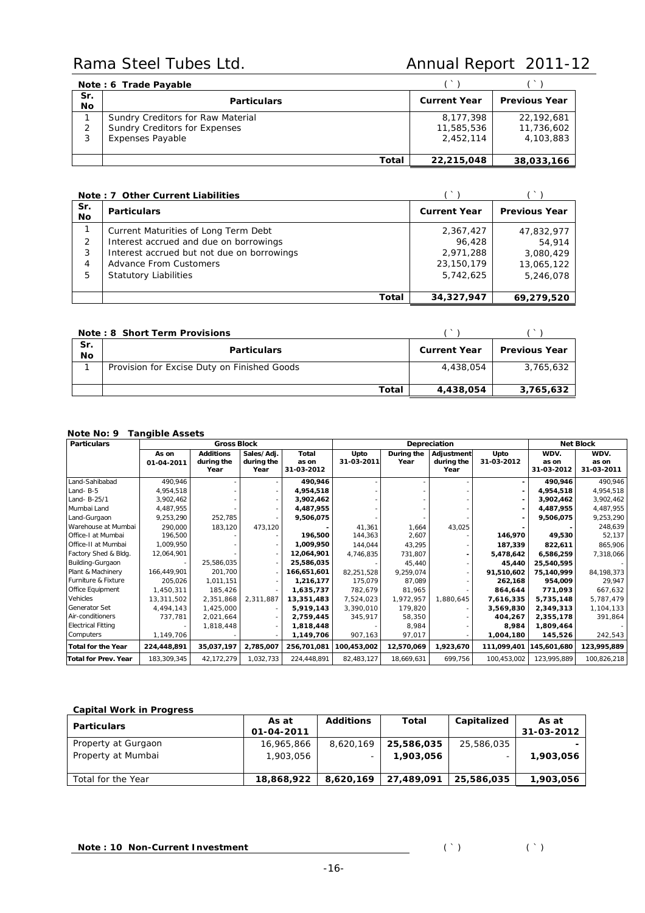**Note : 6 Trade Payable**

| Sr. No | Particulars | Current Year (`) | Previous Year (`) |
|---|---|---|---|
| 1 | Sundry Creditors for Raw Material | 8,177,398 | 22,192,681 |
| 2 | Sundry Creditors for Expenses | 11,585,536 | 11,736,602 |
| 3 | Expenses Payable | 2,452,114 | 4,103,883 |
| | **Total** | **22,215,048** | **38,033,166** |

**Note : 7 Other Current Liabilities**

| Sr. No | Particulars | Current Year (`) | Previous Year (`) |
|---|---|---|---|
| 1 | Current Maturities of Long Term Debt | 2,367,427 | 47,832,977 |
| 2 | Interest accrued and due on borrowings | 96,428 | 54,914 |
| 3 | Interest accrued but not due on borrowings | 2,971,288 | 3,080,429 |
| 4 | Advance From Customers | 23,150,179 | 13,065,122 |
| 5 | Statutory Liabilities | 5,742,625 | 5,246,078 |
| | **Total** | **34,327,947** | **69,279,520** |

**Note : 8 Short Term Provisions**

| Sr. No | Particulars | Current Year (`) | Previous Year (`) |
|---|---|---|---|
| 1 | Provision for Excise Duty on Finished Goods | 4,438,054 | 3,765,632 |
| | **Total** | **4,438,054** | **3,765,632** |

**Note No: 9 Tangible Assets**

| Particulars | Gross Block | | | | Depreciation | | | | Net Block | |
|---|---|---|---|---|---|---|---|---|---|---|
| | As on 01-04-2011 | Additions during the Year | Sales/Adj. during the Year | Total as on 31-03-2012 | Upto 31-03-2011 | During the Year | Adjustment during the Year | Upto 31-03-2012 | WDV. as on 31-03-2012 | WDV. as on 31-03-2011 |
| Land-Sahibabad | 490,946 | - | - | **490,946** | - | - | - | - | **490,946** | 490,946 |
| Land- B-5 | 4,954,518 | - | - | **4,954,518** | - | - | - | - | **4,954,518** | 4,954,518 |
| Land- B-25/1 | 3,902,462 | - | - | **3,902,462** | - | - | - | - | **3,902,462** | 3,902,462 |
| Mumbai Land | 4,487,955 | - | - | **4,487,955** | - | - | - | - | **4,487,955** | 4,487,955 |
| Land-Gurgaon | 9,253,290 | 252,785 | - | **9,506,075** | - | - | - | - | **9,506,075** | 9,253,290 |
| Warehouse at Mumbai | 290,000 | 183,120 | 473,120 | **-** | 41,361 | 1,664 | 43,025 | **-** | **-** | 248,639 |
| Office-I at Mumbai | 196,500 | - | - | **196,500** | 144,363 | 2,607 | - | **146,970** | **49,530** | 52,137 |
| Office-II at Mumbai | 1,009,950 | - | - | **1,009,950** | 144,044 | 43,295 | - | **187,339** | **822,611** | 865,906 |
| Factory Shed & Bldg. | 12,064,901 | - | - | **12,064,901** | 4,746,835 | 731,807 | - | **5,478,642** | **6,586,259** | 7,318,066 |
| Building-Gurgaon | - | 25,586,035 | - | **25,586,035** | - | 45,440 | - | **45,440** | **25,540,595** | - |
| Plant & Machinery | 166,449,901 | 201,700 | - | **166,651,601** | 82,251,528 | 9,259,074 | - | **91,510,602** | **75,140,999** | 84,198,373 |
| Furniture & Fixture | 205,026 | 1,011,151 | - | **1,216,177** | 175,079 | 87,089 | - | **262,168** | **954,009** | 29,947 |
| Office Equipment | 1,450,311 | 185,426 | - | **1,635,737** | 782,679 | 81,965 | - | **864,644** | **771,093** | 667,632 |
| Vehicles | 13,311,502 | 2,351,868 | 2,311,887 | **13,351,483** | 7,524,023 | 1,972,957 | 1,880,645 | **7,616,335** | **5,735,148** | 5,787,479 |
| Generator Set | 4,494,143 | 1,425,000 | - | **5,919,143** | 3,390,010 | 179,820 | - | **3,569,830** | **2,349,313** | 1,104,133 |
| Air-conditioners | 737,781 | 2,021,664 | - | **2,759,445** | 345,917 | 58,350 | - | **404,267** | **2,355,178** | 391,864 |
| Electrical Fitting | - | 1,818,448 | - | **1,818,448** | - | 8,984 | - | **8,984** | **1,809,464** | - |
| Computers | 1,149,706 | - | - | **1,149,706** | 907,163 | 97,017 | - | **1,004,180** | **145,526** | 242,543 |
| **Total for the Year** | **224,448,891** | **35,037,197** | **2,785,007** | **256,701,081** | **100,453,002** | **12,570,069** | **1,923,670** | **111,099,401** | **145,601,680** | **123,995,889** |
| **Total for Prev. Year** | 183,309,345 | 42,172,279 | 1,032,733 | 224,448,891 | 82,483,127 | 18,669,631 | 699,756 | 100,453,002 | 123,995,889 | 100,826,218 |

**Capital Work in Progress**

| Particulars | As at 01-04-2011 | Additions | Total | Capitalized | As at 31-03-2012 |
|---|---|---|---|---|---|
| Property at Gurgaon | 16,965,866 | 8,620,169 | **25,586,035** | 25,586,035 | **-** |
| Property at Mumbai | 1,903,056 | - | **1,903,056** | - | **1,903,056** |
| Total for the Year | **18,868,922** | **8,620,169** | **27,489,091** | **25,586,035** | **1,903,056** |

**Note : 10 Non-Current Investment** (`) (`)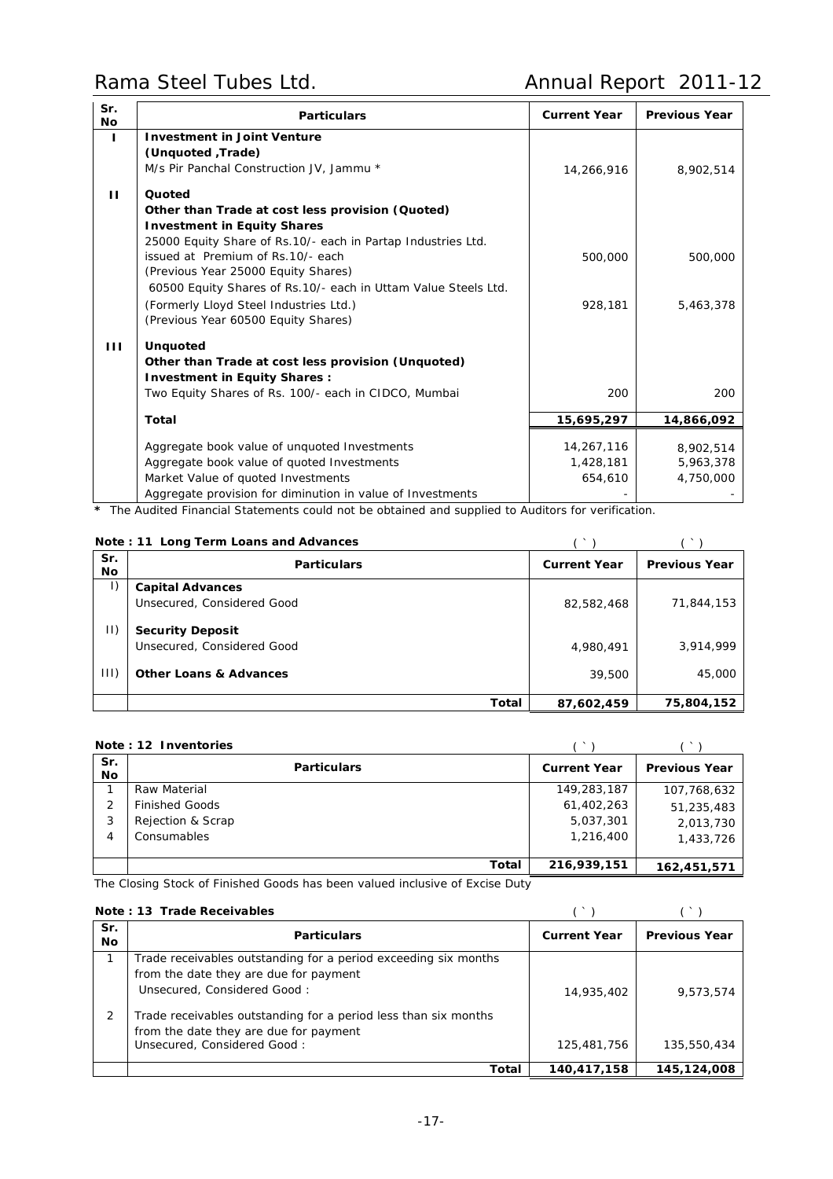| Sr. No | Particulars | Current Year | Previous Year |
|---|---|---|---|
| I | **Investment in Joint Venture** | | |
| | **(Unquoted ,Trade)** | | |
| | M/s Pir Panchal Construction JV, Jammu * | 14,266,916 | 8,902,514 |
| II | **Quoted** | | |
| | **Other than Trade at cost less provision (Quoted)** | | |
| | **Investment in Equity Shares** | | |
| | 25000 Equity Share of Rs.10/- each in Partap Industries Ltd. issued at Premium of Rs.10/- each (Previous Year 25000 Equity Shares) | 500,000 | 500,000 |
| | 60500 Equity Shares of Rs.10/- each in Uttam Value Steels Ltd. (Formerly Lloyd Steel Industries Ltd.) (Previous Year 60500 Equity Shares) | 928,181 | 5,463,378 |
| III | **Unquoted** | | |
| | **Other than Trade at cost less provision (Unquoted)** | | |
| | **Investment in Equity Shares :** | | |
| | Two Equity Shares of Rs. 100/- each in CIDCO, Mumbai | 200 | 200 |
| | **Total** | **15,695,297** | **14,866,092** |
| | Aggregate book value of unquoted Investments | 14,267,116 | 8,902,514 |
| | Aggregate book value of quoted Investments | 1,428,181 | 5,963,378 |
| | Market Value of quoted Investments | 654,610 | 4,750,000 |
| | Aggregate provision for diminution in value of Investments | - | - |

**\*** The Audited Financial Statements could not be obtained and supplied to Auditors for verification.

**Note : 11 Long Term Loans and Advances**

| Sr. No | Particulars | Current Year (`) | Previous Year (`) |
|---|---|---|---|
| I) | **Capital Advances** | | |
| | Unsecured, Considered Good | 82,582,468 | 71,844,153 |
| II) | **Security Deposit** | | |
| | Unsecured, Considered Good | 4,980,491 | 3,914,999 |
| III) | **Other Loans & Advances** | 39,500 | 45,000 |
| | **Total** | **87,602,459** | **75,804,152** |

**Note : 12 Inventories**

| Sr. No | Particulars | Current Year (`) | Previous Year (`) |
|---|---|---|---|
| 1 | Raw Material | 149,283,187 | 107,768,632 |
| 2 | Finished Goods | 61,402,263 | 51,235,483 |
| 3 | Rejection & Scrap | 5,037,301 | 2,013,730 |
| 4 | Consumables | 1,216,400 | 1,433,726 |
| | **Total** | **216,939,151** | **162,451,571** |

The Closing Stock of Finished Goods has been valued inclusive of Excise Duty

**Note : 13 Trade Receivables**

| Sr. No | Particulars | Current Year (`) | Previous Year (`) |
|---|---|---|---|
| 1 | Trade receivables outstanding for a period exceeding six months from the date they are due for payment Unsecured, Considered Good : | 14,935,402 | 9,573,574 |
| 2 | Trade receivables outstanding for a period less than six months from the date they are due for payment Unsecured, Considered Good : | 125,481,756 | 135,550,434 |
| | **Total** | **140,417,158** | **145,124,008** |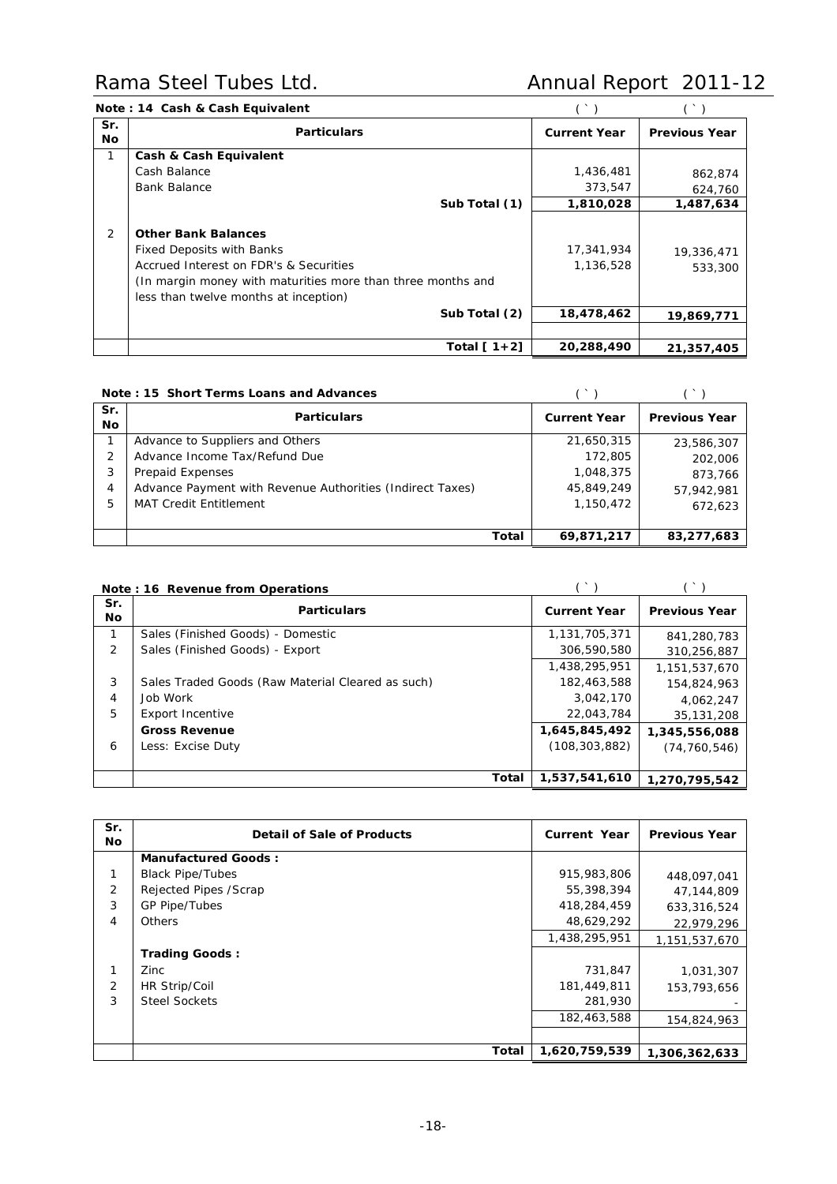**Note : 14 Cash & Cash Equivalent**

| Sr. No | Particulars | Current Year (`) | Previous Year (`) |
|---|---|---|---|
| 1 | **Cash & Cash Equivalent** | | |
| | Cash Balance | 1,436,481 | 862,874 |
| | Bank Balance | 373,547 | 624,760 |
| | Sub Total (1) | **1,810,028** | **1,487,634** |
| 2 | **Other Bank Balances** | | |
| | Fixed Deposits with Banks | 17,341,934 | 19,336,471 |
| | Accrued Interest on FDR's & Securities | 1,136,528 | 533,300 |
| | (In margin money with maturities more than three months and less than twelve months at inception) | | |
| | Sub Total (2) | **18,478,462** | **19,869,771** |
| | Total [ 1+2] | **20,288,490** | **21,357,405** |

**Note : 15 Short Terms Loans and Advances**

| Sr. No | Particulars | Current Year (`) | Previous Year (`) |
|---|---|---|---|
| 1 | Advance to Suppliers and Others | 21,650,315 | 23,586,307 |
| 2 | Advance Income Tax/Refund Due | 172,805 | 202,006 |
| 3 | Prepaid Expenses | 1,048,375 | 873,766 |
| 4 | Advance Payment with Revenue Authorities (Indirect Taxes) | 45,849,249 | 57,942,981 |
| 5 | MAT Credit Entitlement | 1,150,472 | 672,623 |
| | Total | **69,871,217** | **83,277,683** |

**Note : 16 Revenue from Operations**

| Sr. No | Particulars | Current Year (`) | Previous Year (`) |
|---|---|---|---|
| 1 | Sales (Finished Goods) - Domestic | 1,131,705,371 | 841,280,783 |
| 2 | Sales (Finished Goods) - Export | 306,590,580 | 310,256,887 |
| | | 1,438,295,951 | 1,151,537,670 |
| 3 | Sales Traded Goods (Raw Material Cleared as such) | 182,463,588 | 154,824,963 |
| 4 | Job Work | 3,042,170 | 4,062,247 |
| 5 | Export Incentive | 22,043,784 | 35,131,208 |
| | **Gross Revenue** | **1,645,845,492** | **1,345,556,088** |
| 6 | Less: Excise Duty | (108,303,882) | (74,760,546) |
| | Total | **1,537,541,610** | **1,270,795,542** |

| Sr. No | Detail of Sale of Products | Current Year | Previous Year |
|---|---|---|---|
| | **Manufactured Goods :** | | |
| 1 | Black Pipe/Tubes | 915,983,806 | 448,097,041 |
| 2 | Rejected Pipes /Scrap | 55,398,394 | 47,144,809 |
| 3 | GP Pipe/Tubes | 418,284,459 | 633,316,524 |
| 4 | Others | 48,629,292 | 22,979,296 |
| | | 1,438,295,951 | 1,151,537,670 |
| | **Trading Goods :** | | |
| 1 | Zinc | 731,847 | 1,031,307 |
| 2 | HR Strip/Coil | 181,449,811 | 153,793,656 |
| 3 | Steel Sockets | 281,930 | - |
| | | 182,463,588 | 154,824,963 |
| | Total | **1,620,759,539** | **1,306,362,633** |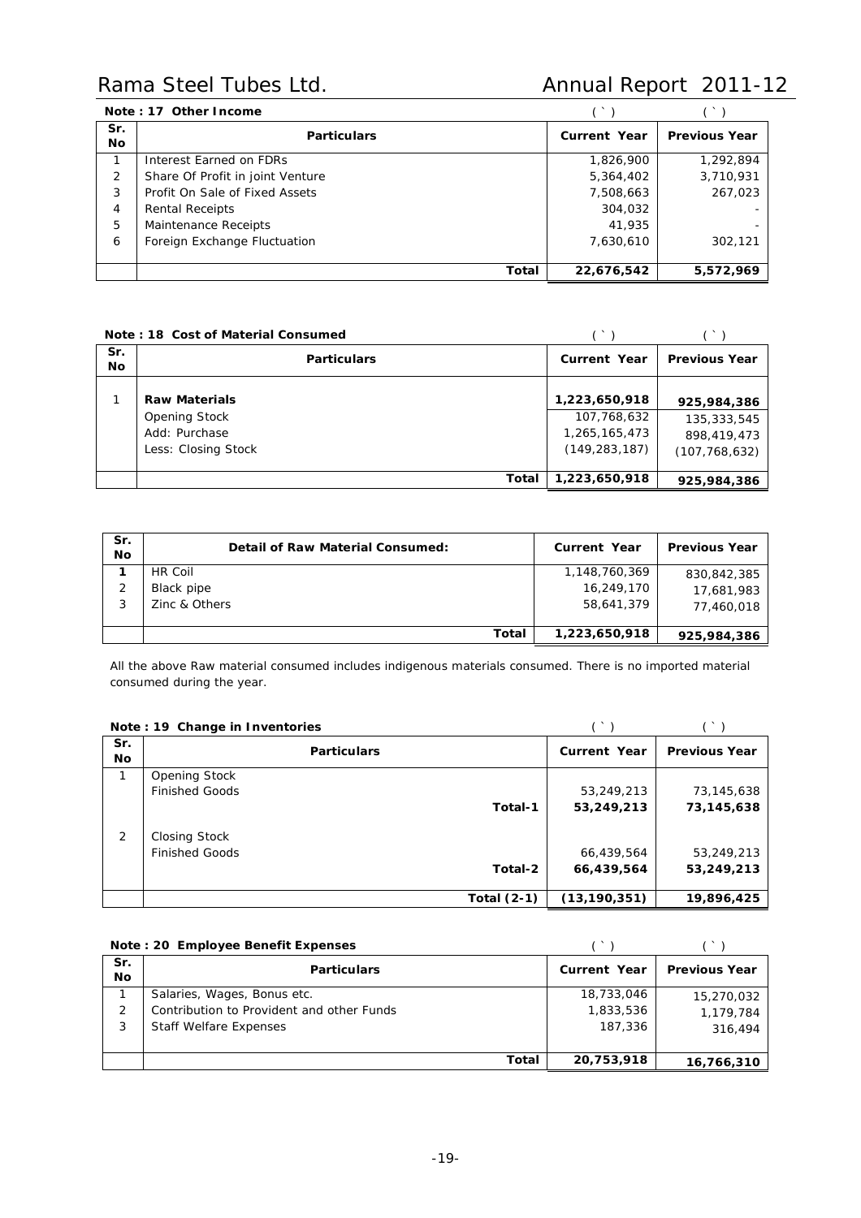**Note : 17 Other Income**

| Sr. No | Particulars | Current Year (`) | Previous Year (`) |
|---|---|---|---|
| 1 | Interest Earned on FDRs | 1,826,900 | 1,292,894 |
| 2 | Share Of Profit in joint Venture | 5,364,402 | 3,710,931 |
| 3 | Profit On Sale of Fixed Assets | 7,508,663 | 267,023 |
| 4 | Rental Receipts | 304,032 | - |
| 5 | Maintenance Receipts | 41,935 | - |
| 6 | Foreign Exchange Fluctuation | 7,630,610 | 302,121 |
| | **Total** | **22,676,542** | **5,572,969** |

**Note : 18 Cost of Material Consumed**

| Sr. No | Particulars | Current Year (`) | Previous Year (`) |
|---|---|---|---|
| 1 | **Raw Materials** | **1,223,650,918** | **925,984,386** |
| | Opening Stock | 107,768,632 | 135,333,545 |
| | Add: Purchase | 1,265,165,473 | 898,419,473 |
| | Less: Closing Stock | (149,283,187) | (107,768,632) |
| | **Total** | **1,223,650,918** | **925,984,386** |

| Sr. No | Detail of Raw Material Consumed: | Current Year | Previous Year |
|---|---|---|---|
| 1 | HR Coil | 1,148,760,369 | 830,842,385 |
| 2 | Black pipe | 16,249,170 | 17,681,983 |
| 3 | Zinc & Others | 58,641,379 | 77,460,018 |
| | **Total** | **1,223,650,918** | **925,984,386** |

All the above Raw material consumed includes indigenous materials consumed. There is no imported material consumed during the year.

**Note : 19 Change in Inventories**

| Sr. No | Particulars | Current Year (`) | Previous Year (`) |
|---|---|---|---|
| 1 | Opening Stock | | |
| | Finished Goods | 53,249,213 | 73,145,638 |
| | **Total-1** | **53,249,213** | **73,145,638** |
| 2 | Closing Stock | | |
| | Finished Goods | 66,439,564 | 53,249,213 |
| | **Total-2** | **66,439,564** | **53,249,213** |
| | **Total (2-1)** | **(13,190,351)** | **19,896,425** |

**Note : 20 Employee Benefit Expenses**

| Sr. No | Particulars | Current Year (`) | Previous Year (`) |
|---|---|---|---|
| 1 | Salaries, Wages, Bonus etc. | 18,733,046 | 15,270,032 |
| 2 | Contribution to Provident and other Funds | 1,833,536 | 1,179,784 |
| 3 | Staff Welfare Expenses | 187,336 | 316,494 |
| | **Total** | **20,753,918** | **16,766,310** |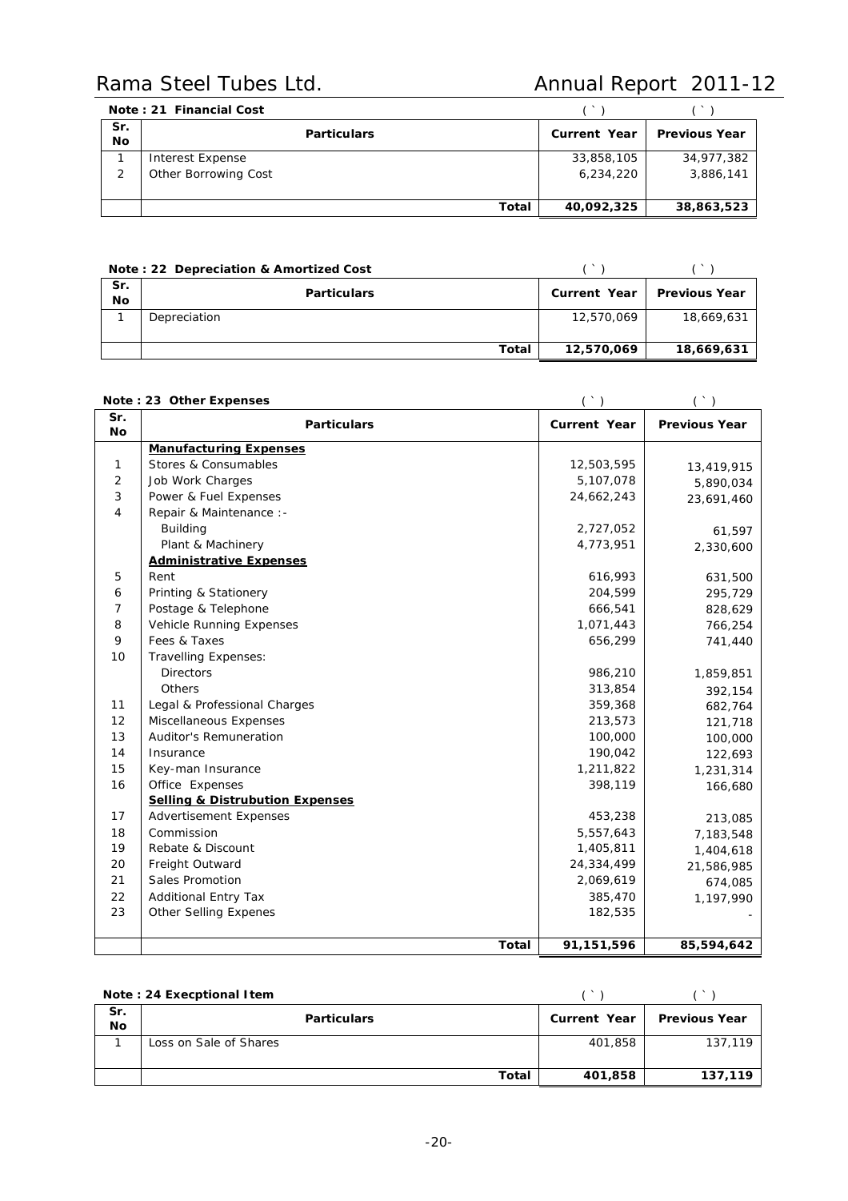**Note : 21 Financial Cost**

| Sr. No | Particulars | Current Year (`) | Previous Year (`) |
|---|---|---|---|
| 1 | Interest Expense | 33,858,105 | 34,977,382 |
| 2 | Other Borrowing Cost | 6,234,220 | 3,886,141 |
| | **Total** | **40,092,325** | **38,863,523** |

**Note : 22 Depreciation & Amortized Cost**

| Sr. No | Particulars | Current Year (`) | Previous Year (`) |
|---|---|---|---|
| 1 | Depreciation | 12,570,069 | 18,669,631 |
| | **Total** | **12,570,069** | **18,669,631** |

**Note : 23 Other Expenses**

| Sr. No | Particulars | Current Year (`) | Previous Year (`) |
|---|---|---|---|
| | **Manufacturing Expenses** | | |
| 1 | Stores & Consumables | 12,503,595 | 13,419,915 |
| 2 | Job Work Charges | 5,107,078 | 5,890,034 |
| 3 | Power & Fuel Expenses | 24,662,243 | 23,691,460 |
| 4 | Repair & Maintenance :- | | |
| | Building | 2,727,052 | 61,597 |
| | Plant & Machinery | 4,773,951 | 2,330,600 |
| | **Administrative Expenses** | | |
| 5 | Rent | 616,993 | 631,500 |
| 6 | Printing & Stationery | 204,599 | 295,729 |
| 7 | Postage & Telephone | 666,541 | 828,629 |
| 8 | Vehicle Running Expenses | 1,071,443 | 766,254 |
| 9 | Fees & Taxes | 656,299 | 741,440 |
| 10 | Travelling Expenses: | | |
| | Directors | 986,210 | 1,859,851 |
| | Others | 313,854 | 392,154 |
| 11 | Legal & Professional Charges | 359,368 | 682,764 |
| 12 | Miscellaneous Expenses | 213,573 | 121,718 |
| 13 | Auditor's Remuneration | 100,000 | 100,000 |
| 14 | Insurance | 190,042 | 122,693 |
| 15 | Key-man Insurance | 1,211,822 | 1,231,314 |
| 16 | Office Expenses | 398,119 | 166,680 |
| | **Selling & Distrubution Expenses** | | |
| 17 | Advertisement Expenses | 453,238 | 213,085 |
| 18 | Commission | 5,557,643 | 7,183,548 |
| 19 | Rebate & Discount | 1,405,811 | 1,404,618 |
| 20 | Freight Outward | 24,334,499 | 21,586,985 |
| 21 | Sales Promotion | 2,069,619 | 674,085 |
| 22 | Additional Entry Tax | 385,470 | 1,197,990 |
| 23 | Other Selling Expenes | 182,535 | - |
| | **Total** | **91,151,596** | **85,594,642** |

**Note : 24 Execptional Item**

| Sr. No | Particulars | Current Year (`) | Previous Year (`) |
|---|---|---|---|
| 1 | Loss on Sale of Shares | 401,858 | 137,119 |
| | **Total** | **401,858** | **137,119** |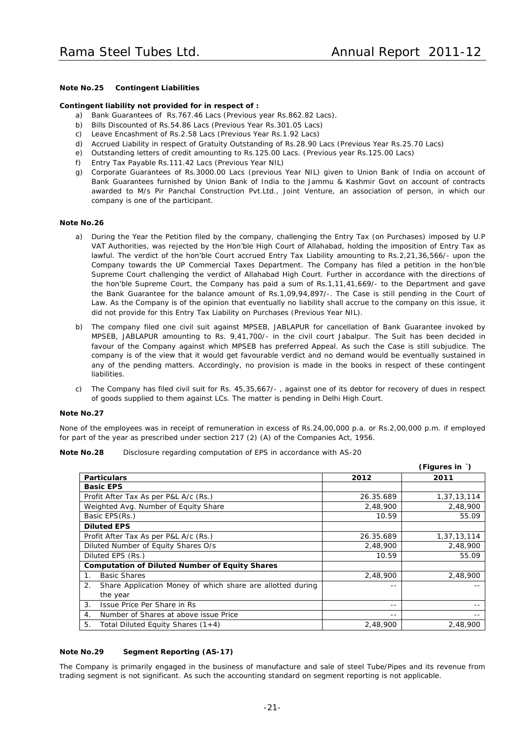**Note No.25 Contingent Liabilities**

**Contingent liability not provided for in respect of :**

a) Bank Guarantees of Rs.767.46 Lacs (Previous year Rs.862.82 Lacs).
b) Bills Discounted of Rs.54.86 Lacs (Previous Year Rs.301.05 Lacs)
c) Leave Encashment of Rs.2.58 Lacs (Previous Year Rs.1.92 Lacs)
d) Accrued Liability in respect of Gratuity Outstanding of Rs.28.90 Lacs (Previous Year Rs.25.70 Lacs)
e) Outstanding letters of credit amounting to Rs.125.00 Lacs. (Previous year Rs.125.00 Lacs)
f) Entry Tax Payable Rs.111.42 Lacs (Previous Year NIL)
g) Corporate Guarantees of Rs.3000.00 Lacs (previous Year NIL) given to Union Bank of India on account of Bank Guarantees furnished by Union Bank of India to the Jammu & Kashmir Govt on account of contracts awarded to M/s Pir Panchal Construction Pvt.Ltd., Joint Venture, an association of person, in which our company is one of the participant.

**Note No.26**

a) During the Year the Petition filed by the company, challenging the Entry Tax (on Purchases) imposed by U.P VAT Authorities, was rejected by the Hon'ble High Court of Allahabad, holding the imposition of Entry Tax as lawful. The verdict of the hon'ble Court accrued Entry Tax Liability amounting to Rs.2,21,36,566/- upon the Company towards the UP Commercial Taxes Department. The Company has filed a petition in the hon'ble Supreme Court challenging the verdict of Allahabad High Court. Further in accordance with the directions of the hon'ble Supreme Court, the Company has paid a sum of Rs.1,11,41,669/- to the Department and gave the Bank Guarantee for the balance amount of Rs.1,09,94,897/-. The Case is still pending in the Court of Law. As the Company is of the opinion that eventually no liability shall accrue to the company on this issue, it did not provide for this Entry Tax Liability on Purchases (Previous Year NIL).

b) The company filed one civil suit against MPSEB, JABLAPUR for cancellation of Bank Guarantee invoked by MPSEB, JABLAPUR amounting to Rs. 9,41,700/- in the civil court Jabalpur. The Suit has been decided in favour of the Company against which MPSEB has preferred Appeal. As such the Case is still subjudice. The company is of the view that it would get favourable verdict and no demand would be eventually sustained in any of the pending matters. Accordingly, no provision is made in the books in respect of these contingent liabilities.

c) The Company has filed civil suit for Rs. 45,35,667/- , against one of its debtor for recovery of dues in respect of goods supplied to them against LCs. The matter is pending in Delhi High Court.

**Note No.27**

None of the employees was in receipt of remuneration in excess of Rs.24,00,000 p.a. or Rs.2,00,000 p.m. if employed for part of the year as prescribed under section 217 (2) (A) of the Companies Act, 1956.

**Note No.28** Disclosure regarding computation of EPS in accordance with AS-20

**(Figures in `)**

| **Particulars** | **2012** | **2011** |
|---|---|---|
| **Basic EPS** | | |
| Profit After Tax As per P&L A/c (Rs.) | 26.35.689 | 1,37,13,114 |
| Weighted Avg. Number of Equity Share | 2,48,900 | 2,48,900 |
| Basic EPS(Rs.) | 10.59 | 55.09 |
| **Diluted EPS** | | |
| Profit After Tax As per P&L A/c (Rs.) | 26.35.689 | 1,37,13,114 |
| Diluted Number of Equity Shares O/s | 2,48,900 | 2,48,900 |
| Diluted EPS (Rs.) | 10.59 | 55.09 |
| **Computation of Diluted Number of Equity Shares** | | |
| 1. Basic Shares | 2,48,900 | 2,48,900 |
| 2. Share Application Money of which share are allotted during the year | -- | -- |
| 3. Issue Price Per Share in Rs | -- | -- |
| 4. Number of Shares at above issue Price | -- | -- |
| 5. Total Diluted Equity Shares (1+4) | 2,48,900 | 2,48,900 |

**Note No.29 Segment Reporting (AS-17)**

The Company is primarily engaged in the business of manufacture and sale of steel Tube/Pipes and its revenue from trading segment is not significant. As such the accounting standard on segment reporting is not applicable.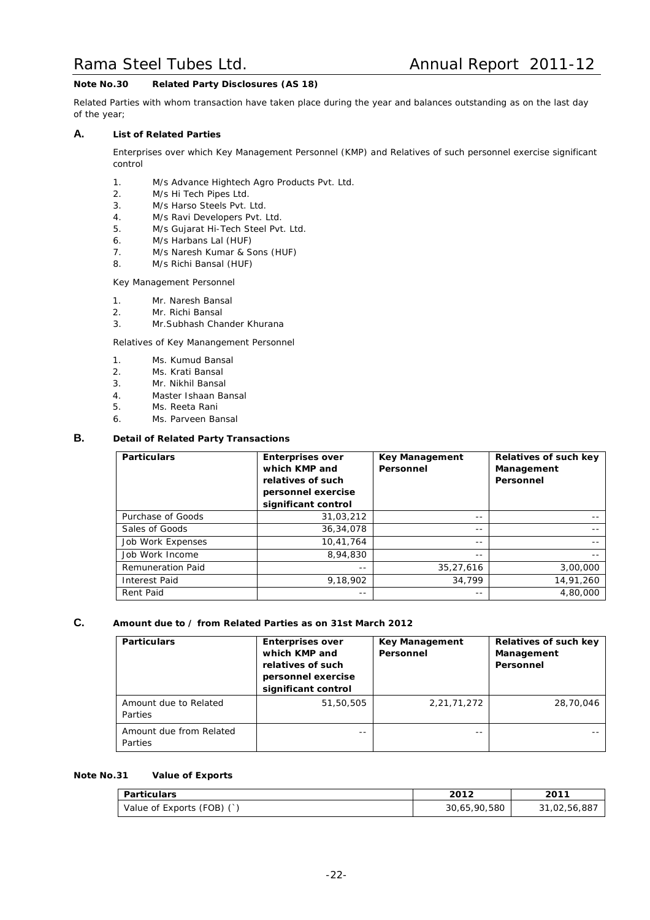**Note No.30 Related Party Disclosures (AS 18)**

Related Parties with whom transaction have taken place during the year and balances outstanding as on the last day of the year;

### A. List of Related Parties

Enterprises over which Key Management Personnel (KMP) and Relatives of such personnel exercise significant control

1. M/s Advance Hightech Agro Products Pvt. Ltd.
2. M/s Hi Tech Pipes Ltd.
3. M/s Harso Steels Pvt. Ltd.
4. M/s Ravi Developers Pvt. Ltd.
5. M/s Gujarat Hi-Tech Steel Pvt. Ltd.
6. M/s Harbans Lal (HUF)
7. M/s Naresh Kumar & Sons (HUF)
8. M/s Richi Bansal (HUF)

Key Management Personnel

1. Mr. Naresh Bansal
2. Mr. Richi Bansal
3. Mr.Subhash Chander Khurana

Relatives of Key Manangement Personnel

1. Ms. Kumud Bansal
2. Ms. Krati Bansal
3. Mr. Nikhil Bansal
4. Master Ishaan Bansal
5. Ms. Reeta Rani
6. Ms. Parveen Bansal

### B. Detail of Related Party Transactions

| Particulars | Enterprises over which KMP and relatives of such personnel exercise significant control | Key Management Personnel | Relatives of such key Management Personnel |
|---|---|---|---|
| Purchase of Goods | 31,03,212 | -- | -- |
| Sales of Goods | 36,34,078 | -- | -- |
| Job Work Expenses | 10,41,764 | -- | -- |
| Job Work Income | 8,94,830 | -- | -- |
| Remuneration Paid | -- | 35,27,616 | 3,00,000 |
| Interest Paid | 9,18,902 | 34,799 | 14,91,260 |
| Rent Paid | -- | -- | 4,80,000 |

### C. Amount due to / from Related Parties as on 31st March 2012

| Particulars | Enterprises over which KMP and relatives of such personnel exercise significant control | Key Management Personnel | Relatives of such key Management Personnel |
|---|---|---|---|
| Amount due to Related Parties | 51,50,505 | 2,21,71,272 | 28,70,046 |
| Amount due from Related Parties | -- | -- | -- |

**Note No.31 Value of Exports**

| Particulars | 2012 | 2011 |
|---|---|---|
| Value of Exports (FOB) (`) | 30,65,90,580 | 31,02,56,887 |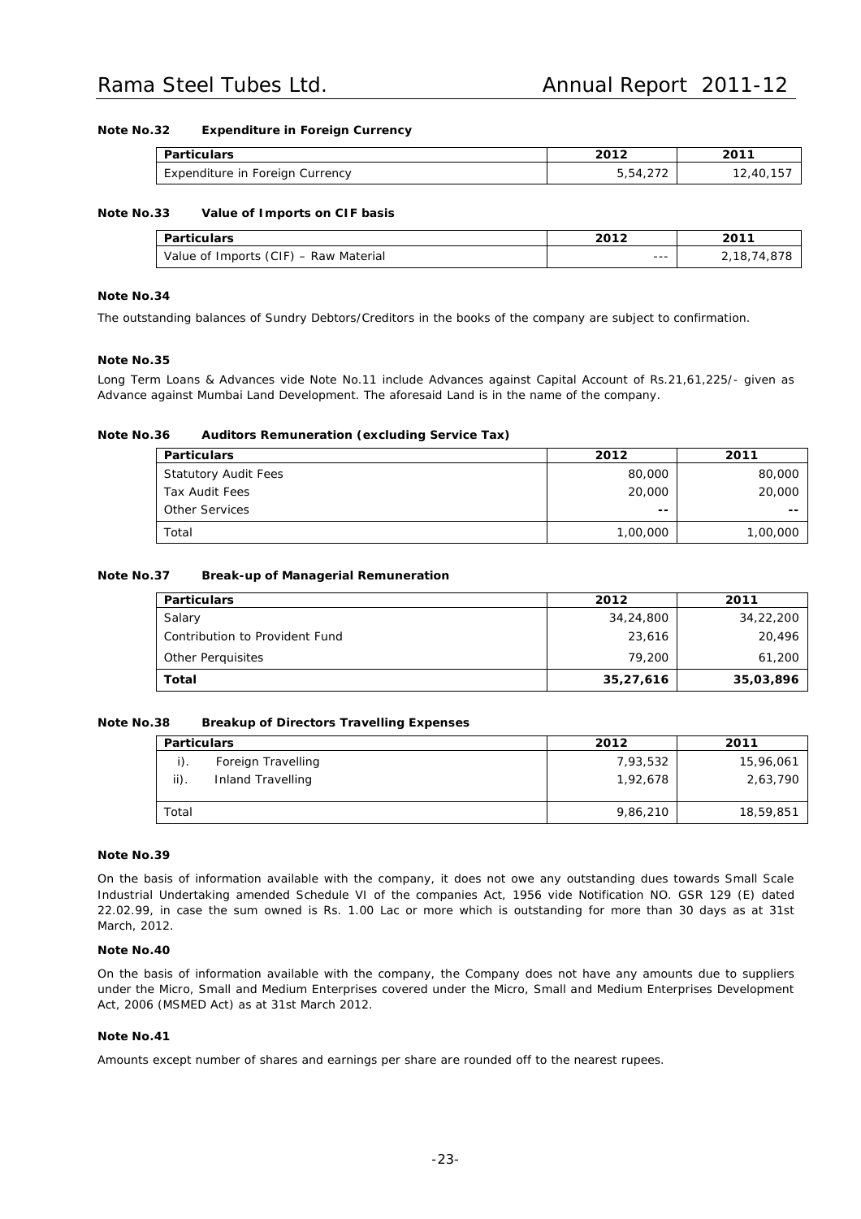**Note No.32 Expenditure in Foreign Currency**

| Particulars | 2012 | 2011 |
|---|---|---|
| Expenditure in Foreign Currency | 5,54,272 | 12,40,157 |

**Note No.33 Value of Imports on CIF basis**

| Particulars | 2012 | 2011 |
|---|---|---|
| Value of Imports (CIF) – Raw Material | --- | 2,18,74,878 |

**Note No.34**

The outstanding balances of Sundry Debtors/Creditors in the books of the company are subject to confirmation.

**Note No.35**

Long Term Loans & Advances vide Note No.11 include Advances against Capital Account of Rs.21,61,225/- given as Advance against Mumbai Land Development. The aforesaid Land is in the name of the company.

**Note No.36 Auditors Remuneration (excluding Service Tax)**

| Particulars | 2012 | 2011 |
|---|---|---|
| Statutory Audit Fees | 80,000 | 80,000 |
| Tax Audit Fees | 20,000 | 20,000 |
| Other Services | -- | -- |
| Total | 1,00,000 | 1,00,000 |

**Note No.37 Break-up of Managerial Remuneration**

| Particulars | 2012 | 2011 |
|---|---|---|
| Salary | 34,24,800 | 34,22,200 |
| Contribution to Provident Fund | 23,616 | 20,496 |
| Other Perquisites | 79,200 | 61,200 |
| **Total** | **35,27,616** | **35,03,896** |

**Note No.38 Breakup of Directors Travelling Expenses**

| Particulars | 2012 | 2011 |
|---|---|---|
| i). Foreign Travelling | 7,93,532 | 15,96,061 |
| ii). Inland Travelling | 1,92,678 | 2,63,790 |
| Total | 9,86,210 | 18,59,851 |

**Note No.39**

On the basis of information available with the company, it does not owe any outstanding dues towards Small Scale Industrial Undertaking amended Schedule VI of the companies Act, 1956 vide Notification NO. GSR 129 (E) dated 22.02.99, in case the sum owned is Rs. 1.00 Lac or more which is outstanding for more than 30 days as at 31st March, 2012.

**Note No.40**

On the basis of information available with the company, the Company does not have any amounts due to suppliers under the Micro, Small and Medium Enterprises covered under the Micro, Small and Medium Enterprises Development Act, 2006 (MSMED Act) as at 31st March 2012.

**Note No.41**

Amounts except number of shares and earnings per share are rounded off to the nearest rupees.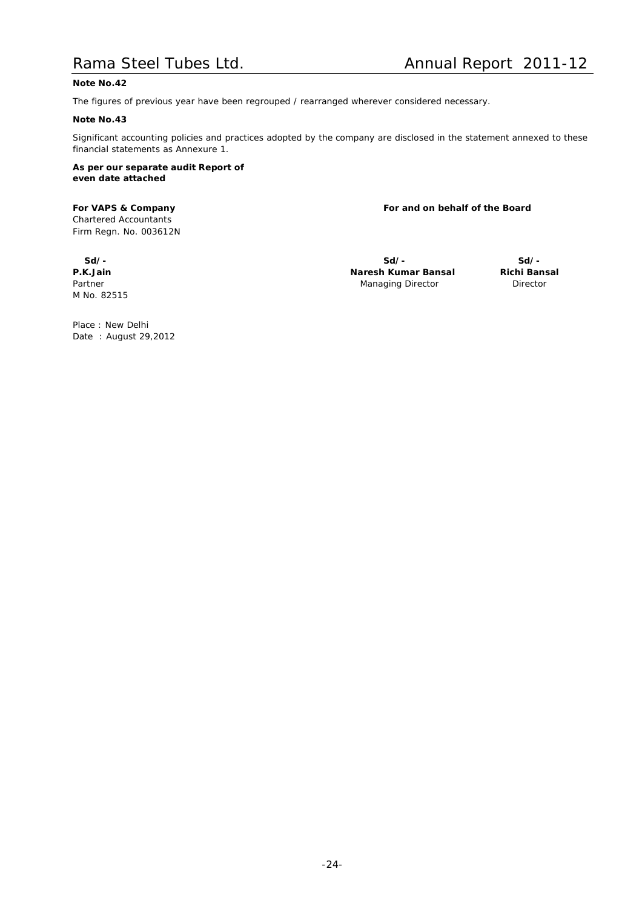**Note No.42**

The figures of previous year have been regrouped / rearranged wherever considered necessary.

**Note No.43**

Significant accounting policies and practices adopted by the company are disclosed in the statement annexed to these financial statements as Annexure 1.

**As per our separate audit Report of even date attached**

**For VAPS & Company**
Chartered Accountants
Firm Regn. No. 003612N

**Sd/-**
**P.K.Jain**
Partner
M No. 82515

Place : New Delhi
Date : August 29,2012

**For and on behalf of the Board**

| **Sd/-** | **Sd/-** |
|---|---|
| **Naresh Kumar Bansal** | **Richi Bansal** |
| Managing Director | Director |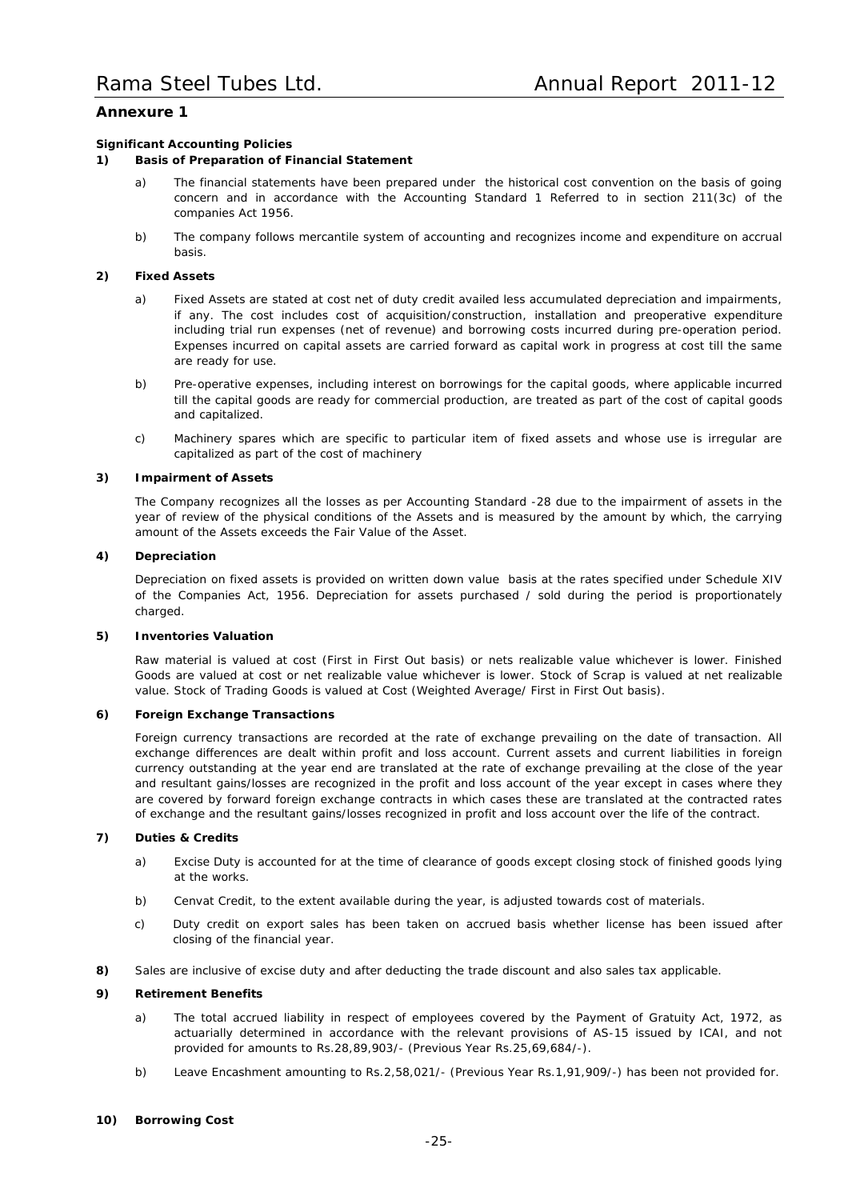## Annexure 1

### Significant Accounting Policies

**1) Basis of Preparation of Financial Statement**

a) The financial statements have been prepared under the historical cost convention on the basis of going concern and in accordance with the Accounting Standard 1 Referred to in section 211(3c) of the companies Act 1956.

b) The company follows mercantile system of accounting and recognizes income and expenditure on accrual basis.

**2) Fixed Assets**

a) Fixed Assets are stated at cost net of duty credit availed less accumulated depreciation and impairments, if any. The cost includes cost of acquisition/construction, installation and preoperative expenditure including trial run expenses (net of revenue) and borrowing costs incurred during pre-operation period. Expenses incurred on capital assets are carried forward as capital work in progress at cost till the same are ready for use.

b) Pre-operative expenses, including interest on borrowings for the capital goods, where applicable incurred till the capital goods are ready for commercial production, are treated as part of the cost of capital goods and capitalized.

c) Machinery spares which are specific to particular item of fixed assets and whose use is irregular are capitalized as part of the cost of machinery

**3) Impairment of Assets**

The Company recognizes all the losses as per Accounting Standard -28 due to the impairment of assets in the year of review of the physical conditions of the Assets and is measured by the amount by which, the carrying amount of the Assets exceeds the Fair Value of the Asset.

**4) Depreciation**

Depreciation on fixed assets is provided on written down value basis at the rates specified under Schedule XIV of the Companies Act, 1956. Depreciation for assets purchased / sold during the period is proportionately charged.

**5) Inventories Valuation**

Raw material is valued at cost (First in First Out basis) or nets realizable value whichever is lower. Finished Goods are valued at cost or net realizable value whichever is lower. Stock of Scrap is valued at net realizable value. Stock of Trading Goods is valued at Cost (Weighted Average/ First in First Out basis).

**6) Foreign Exchange Transactions**

Foreign currency transactions are recorded at the rate of exchange prevailing on the date of transaction. All exchange differences are dealt within profit and loss account. Current assets and current liabilities in foreign currency outstanding at the year end are translated at the rate of exchange prevailing at the close of the year and resultant gains/losses are recognized in the profit and loss account of the year except in cases where they are covered by forward foreign exchange contracts in which cases these are translated at the contracted rates of exchange and the resultant gains/losses recognized in profit and loss account over the life of the contract.

**7) Duties & Credits**

a) Excise Duty is accounted for at the time of clearance of goods except closing stock of finished goods lying at the works.

b) Cenvat Credit, to the extent available during the year, is adjusted towards cost of materials.

c) Duty credit on export sales has been taken on accrued basis whether license has been issued after closing of the financial year.

**8)** Sales are inclusive of excise duty and after deducting the trade discount and also sales tax applicable.

**9) Retirement Benefits**

a) The total accrued liability in respect of employees covered by the Payment of Gratuity Act, 1972, as actuarially determined in accordance with the relevant provisions of AS-15 issued by ICAI, and not provided for amounts to Rs.28,89,903/- (Previous Year Rs.25,69,684/-).

b) Leave Encashment amounting to Rs.2,58,021/- (Previous Year Rs.1,91,909/-) has been not provided for.

**10) Borrowing Cost**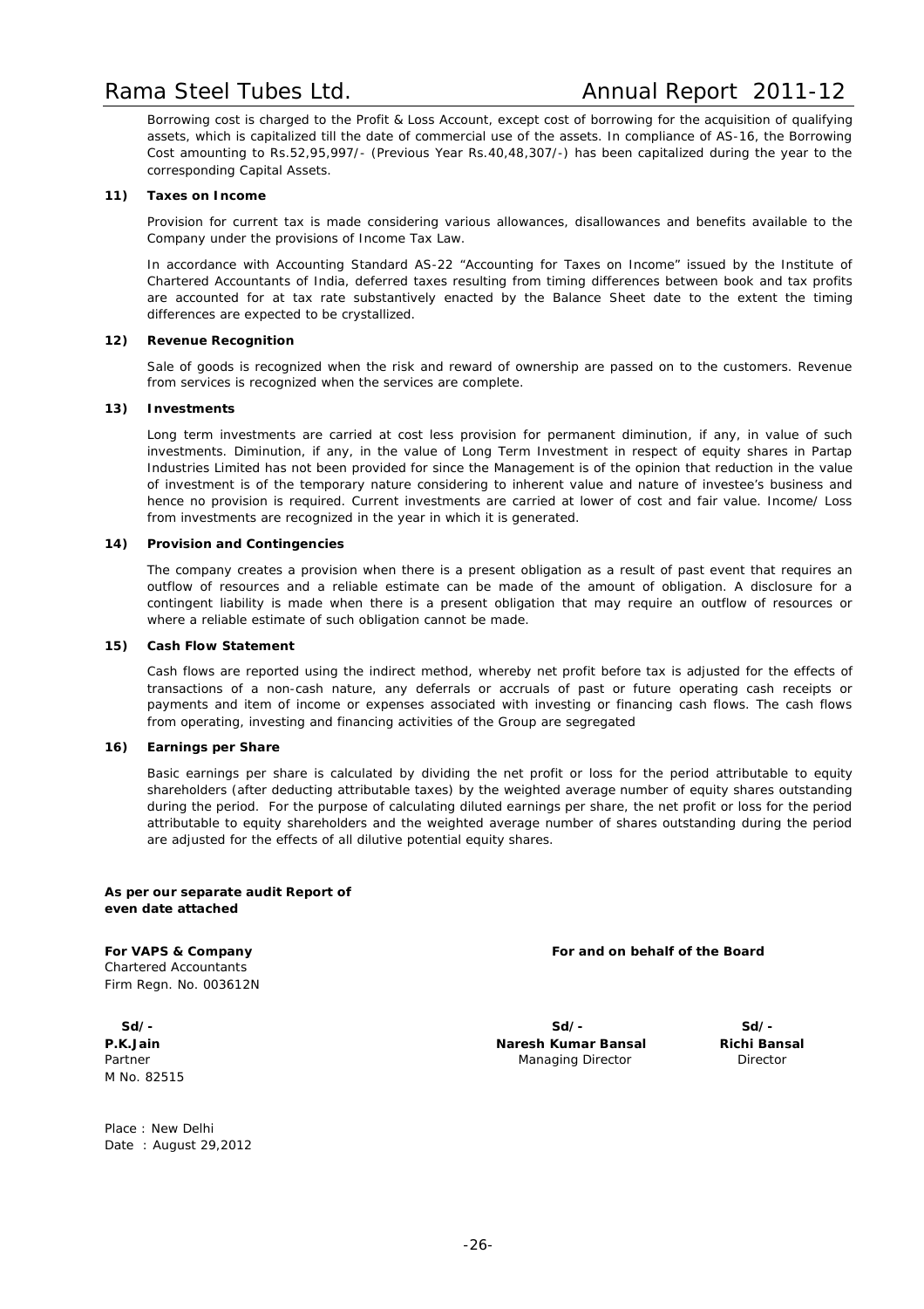Borrowing cost is charged to the Profit & Loss Account, except cost of borrowing for the acquisition of qualifying assets, which is capitalized till the date of commercial use of the assets. In compliance of AS-16, the Borrowing Cost amounting to Rs.52,95,997/- (Previous Year Rs.40,48,307/-) has been capitalized during the year to the corresponding Capital Assets.

**11) Taxes on Income**

Provision for current tax is made considering various allowances, disallowances and benefits available to the Company under the provisions of Income Tax Law.

In accordance with Accounting Standard AS-22 "Accounting for Taxes on Income" issued by the Institute of Chartered Accountants of India, deferred taxes resulting from timing differences between book and tax profits are accounted for at tax rate substantively enacted by the Balance Sheet date to the extent the timing differences are expected to be crystallized.

**12) Revenue Recognition**

Sale of goods is recognized when the risk and reward of ownership are passed on to the customers. Revenue from services is recognized when the services are complete.

**13) Investments**

Long term investments are carried at cost less provision for permanent diminution, if any, in value of such investments. Diminution, if any, in the value of Long Term Investment in respect of equity shares in Partap Industries Limited has not been provided for since the Management is of the opinion that reduction in the value of investment is of the temporary nature considering to inherent value and nature of investee's business and hence no provision is required. Current investments are carried at lower of cost and fair value. Income/ Loss from investments are recognized in the year in which it is generated.

**14) Provision and Contingencies**

The company creates a provision when there is a present obligation as a result of past event that requires an outflow of resources and a reliable estimate can be made of the amount of obligation. A disclosure for a contingent liability is made when there is a present obligation that may require an outflow of resources or where a reliable estimate of such obligation cannot be made.

**15) Cash Flow Statement**

Cash flows are reported using the indirect method, whereby net profit before tax is adjusted for the effects of transactions of a non-cash nature, any deferrals or accruals of past or future operating cash receipts or payments and item of income or expenses associated with investing or financing cash flows. The cash flows from operating, investing and financing activities of the Group are segregated

**16) Earnings per Share**

Basic earnings per share is calculated by dividing the net profit or loss for the period attributable to equity shareholders (after deducting attributable taxes) by the weighted average number of equity shares outstanding during the period. For the purpose of calculating diluted earnings per share, the net profit or loss for the period attributable to equity shareholders and the weighted average number of shares outstanding during the period are adjusted for the effects of all dilutive potential equity shares.

**As per our separate audit Report of even date attached**

**For VAPS & Company**
Chartered Accountants
Firm Regn. No. 003612N

**Sd/-**
**P.K.Jain**
Partner
M No. 82515

**For and on behalf of the Board**

**Sd/-**
**Naresh Kumar Bansal**
Managing Director

**Sd/-**
**Richi Bansal**
Director

Place : New Delhi
Date : August 29,2012